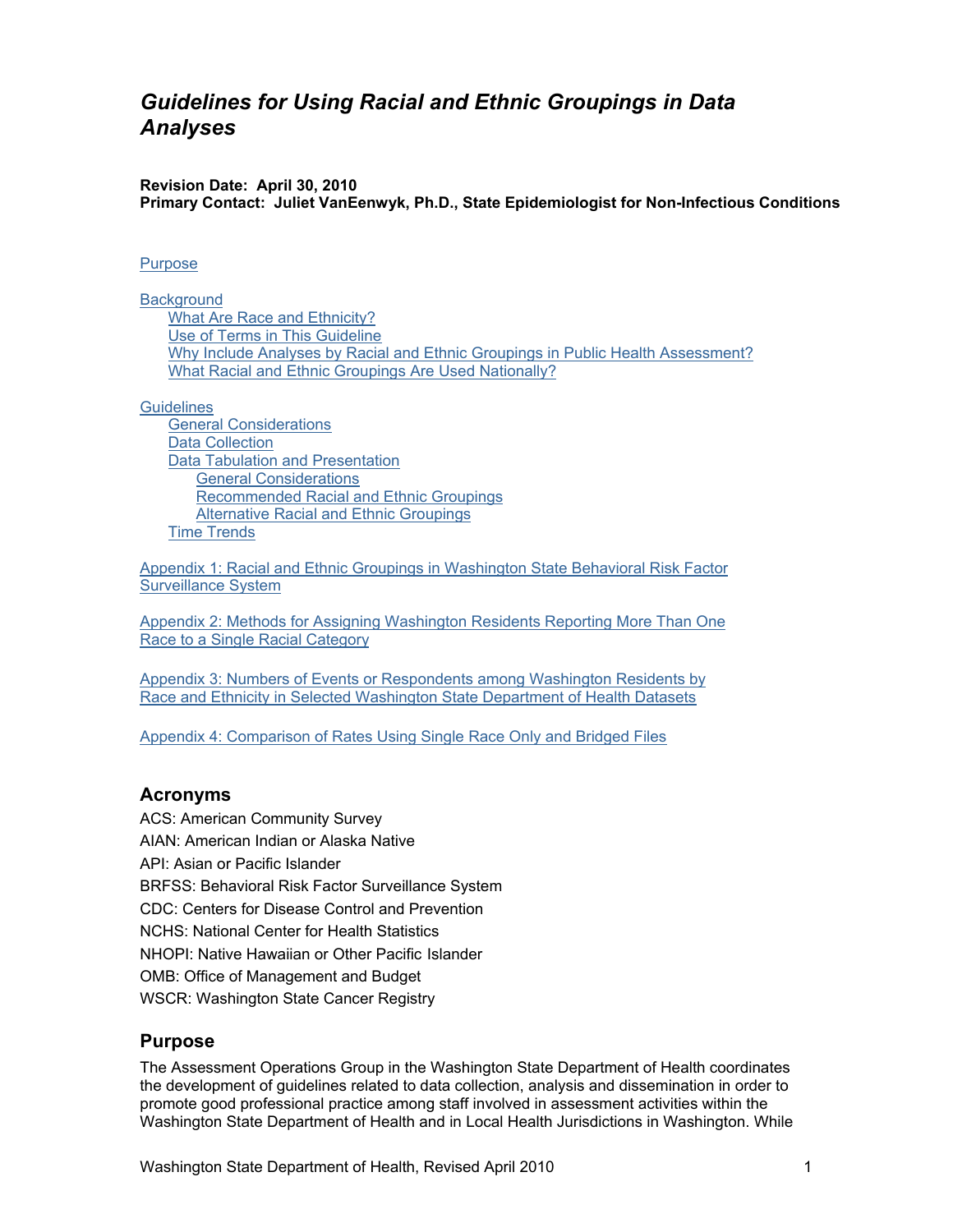# *Guidelines for Using Racial and Ethnic Groupings in Data Analyses*

**Revision Date: April 30, 2010**
**Primary Contact: Juliet VanEenwyk, Ph.D., State Epidemiologist for Non-Infectious Conditions**

Purpose

Background
- What Are Race and Ethnicity?
- Use of Terms in This Guideline
- Why Include Analyses by Racial and Ethnic Groupings in Public Health Assessment?
- What Racial and Ethnic Groupings Are Used Nationally?

Guidelines
- General Considerations
- Data Collection
- Data Tabulation and Presentation
  - General Considerations
  - Recommended Racial and Ethnic Groupings
  - Alternative Racial and Ethnic Groupings
- Time Trends

Appendix 1: Racial and Ethnic Groupings in Washington State Behavioral Risk Factor Surveillance System

Appendix 2: Methods for Assigning Washington Residents Reporting More Than One Race to a Single Racial Category

Appendix 3: Numbers of Events or Respondents among Washington Residents by Race and Ethnicity in Selected Washington State Department of Health Datasets

Appendix 4: Comparison of Rates Using Single Race Only and Bridged Files

## Acronyms

ACS: American Community Survey
AIAN: American Indian or Alaska Native
API: Asian or Pacific Islander
BRFSS: Behavioral Risk Factor Surveillance System
CDC: Centers for Disease Control and Prevention
NCHS: National Center for Health Statistics
NHOPI: Native Hawaiian or Other Pacific Islander
OMB: Office of Management and Budget
WSCR: Washington State Cancer Registry

## Purpose

The Assessment Operations Group in the Washington State Department of Health coordinates the development of guidelines related to data collection, analysis and dissemination in order to promote good professional practice among staff involved in assessment activities within the Washington State Department of Health and in Local Health Jurisdictions in Washington. While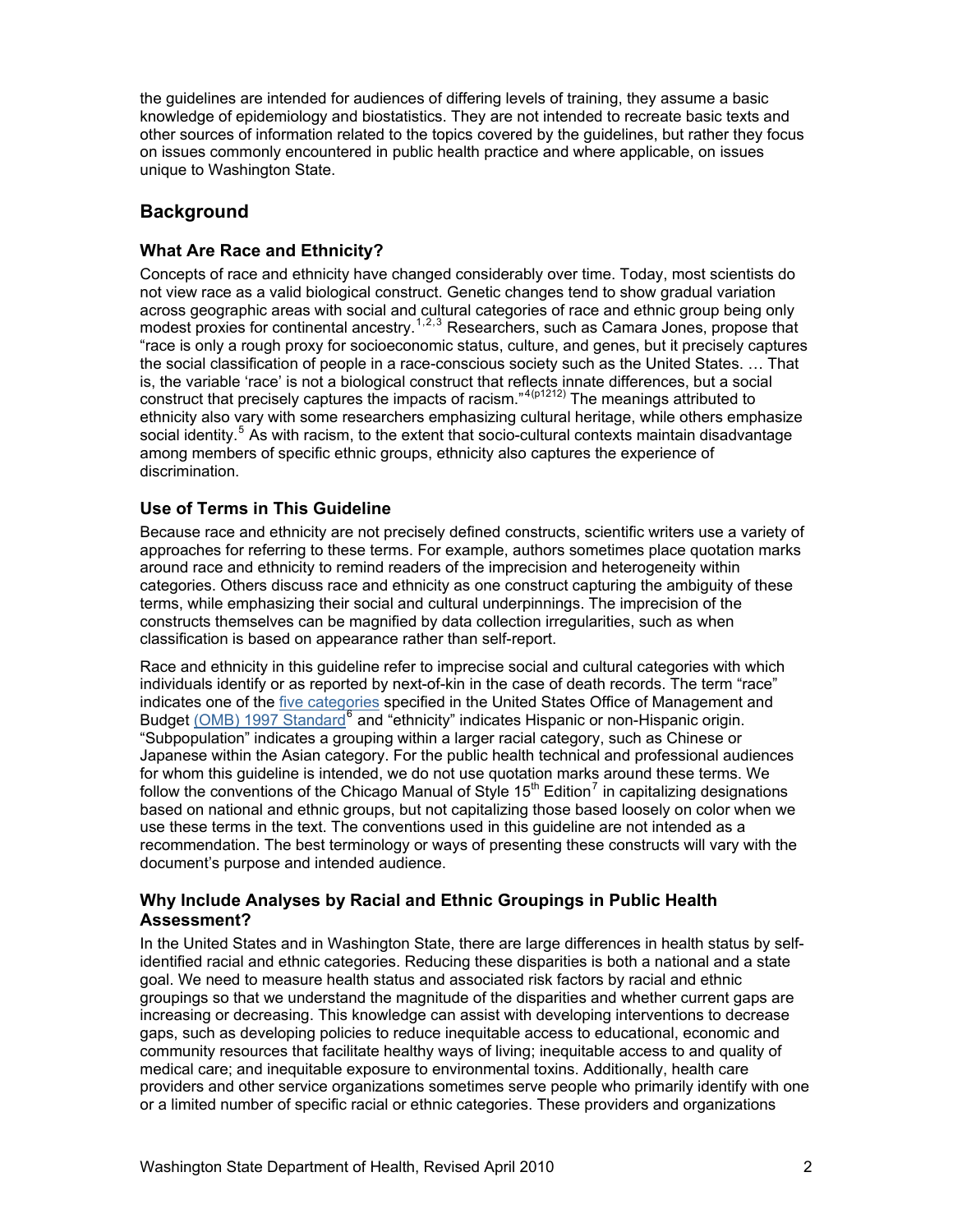the guidelines are intended for audiences of differing levels of training, they assume a basic knowledge of epidemiology and biostatistics. They are not intended to recreate basic texts and other sources of information related to the topics covered by the guidelines, but rather they focus on issues commonly encountered in public health practice and where applicable, on issues unique to Washington State.

## Background

### What Are Race and Ethnicity?

Concepts of race and ethnicity have changed considerably over time. Today, most scientists do not view race as a valid biological construct. Genetic changes tend to show gradual variation across geographic areas with social and cultural categories of race and ethnic group being only modest proxies for continental ancestry.[1,2,3] Researchers, such as Camara Jones, propose that "race is only a rough proxy for socioeconomic status, culture, and genes, but it precisely captures the social classification of people in a race-conscious society such as the United States. … That is, the variable 'race' is not a biological construct that reflects innate differences, but a social construct that precisely captures the impacts of racism."[4(p1212)] The meanings attributed to ethnicity also vary with some researchers emphasizing cultural heritage, while others emphasize social identity.[5] As with racism, to the extent that socio-cultural contexts maintain disadvantage among members of specific ethnic groups, ethnicity also captures the experience of discrimination.

### Use of Terms in This Guideline

Because race and ethnicity are not precisely defined constructs, scientific writers use a variety of approaches for referring to these terms. For example, authors sometimes place quotation marks around race and ethnicity to remind readers of the imprecision and heterogeneity within categories. Others discuss race and ethnicity as one construct capturing the ambiguity of these terms, while emphasizing their social and cultural underpinnings. The imprecision of the constructs themselves can be magnified by data collection irregularities, such as when classification is based on appearance rather than self-report.

Race and ethnicity in this guideline refer to imprecise social and cultural categories with which individuals identify or as reported by next-of-kin in the case of death records. The term "race" indicates one of the five categories specified in the United States Office of Management and Budget (OMB) 1997 Standard[6] and "ethnicity" indicates Hispanic or non-Hispanic origin. "Subpopulation" indicates a grouping within a larger racial category, such as Chinese or Japanese within the Asian category. For the public health technical and professional audiences for whom this guideline is intended, we do not use quotation marks around these terms. We follow the conventions of the Chicago Manual of Style 15th Edition[7] in capitalizing designations based on national and ethnic groups, but not capitalizing those based loosely on color when we use these terms in the text. The conventions used in this guideline are not intended as a recommendation. The best terminology or ways of presenting these constructs will vary with the document's purpose and intended audience.

### Why Include Analyses by Racial and Ethnic Groupings in Public Health Assessment?

In the United States and in Washington State, there are large differences in health status by self-identified racial and ethnic categories. Reducing these disparities is both a national and a state goal. We need to measure health status and associated risk factors by racial and ethnic groupings so that we understand the magnitude of the disparities and whether current gaps are increasing or decreasing. This knowledge can assist with developing interventions to decrease gaps, such as developing policies to reduce inequitable access to educational, economic and community resources that facilitate healthy ways of living; inequitable access to and quality of medical care; and inequitable exposure to environmental toxins. Additionally, health care providers and other service organizations sometimes serve people who primarily identify with one or a limited number of specific racial or ethnic categories. These providers and organizations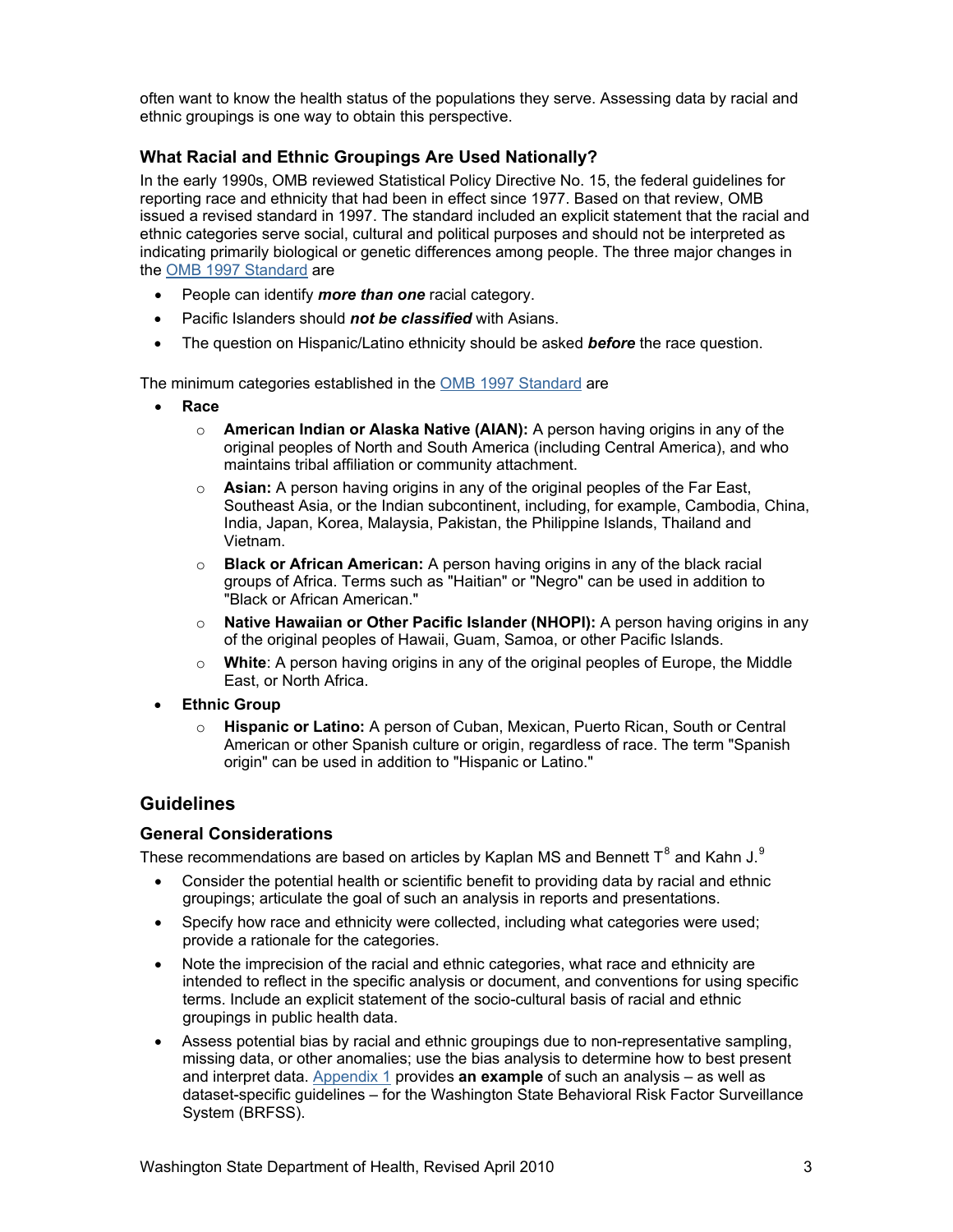often want to know the health status of the populations they serve. Assessing data by racial and ethnic groupings is one way to obtain this perspective.

### What Racial and Ethnic Groupings Are Used Nationally?

In the early 1990s, OMB reviewed Statistical Policy Directive No. 15, the federal guidelines for reporting race and ethnicity that had been in effect since 1977. Based on that review, OMB issued a revised standard in 1997. The standard included an explicit statement that the racial and ethnic categories serve social, cultural and political purposes and should not be interpreted as indicating primarily biological or genetic differences among people. The three major changes in the OMB 1997 Standard are

- People can identify ***more than one*** racial category.
- Pacific Islanders should ***not be classified*** with Asians.
- The question on Hispanic/Latino ethnicity should be asked ***before*** the race question.

The minimum categories established in the OMB 1997 Standard are

- **Race**
  - **American Indian or Alaska Native (AIAN):** A person having origins in any of the original peoples of North and South America (including Central America), and who maintains tribal affiliation or community attachment.
  - **Asian:** A person having origins in any of the original peoples of the Far East, Southeast Asia, or the Indian subcontinent, including, for example, Cambodia, China, India, Japan, Korea, Malaysia, Pakistan, the Philippine Islands, Thailand and Vietnam.
  - **Black or African American:** A person having origins in any of the black racial groups of Africa. Terms such as "Haitian" or "Negro" can be used in addition to "Black or African American."
  - **Native Hawaiian or Other Pacific Islander (NHOPI):** A person having origins in any of the original peoples of Hawaii, Guam, Samoa, or other Pacific Islands.
  - **White**: A person having origins in any of the original peoples of Europe, the Middle East, or North Africa.
- **Ethnic Group**
  - **Hispanic or Latino:** A person of Cuban, Mexican, Puerto Rican, South or Central American or other Spanish culture or origin, regardless of race. The term "Spanish origin" can be used in addition to "Hispanic or Latino."

## Guidelines

### General Considerations

These recommendations are based on articles by Kaplan MS and Bennett T[8] and Kahn J.[9]

- Consider the potential health or scientific benefit to providing data by racial and ethnic groupings; articulate the goal of such an analysis in reports and presentations.
- Specify how race and ethnicity were collected, including what categories were used; provide a rationale for the categories.
- Note the imprecision of the racial and ethnic categories, what race and ethnicity are intended to reflect in the specific analysis or document, and conventions for using specific terms. Include an explicit statement of the socio-cultural basis of racial and ethnic groupings in public health data.
- Assess potential bias by racial and ethnic groupings due to non-representative sampling, missing data, or other anomalies; use the bias analysis to determine how to best present and interpret data. Appendix 1 provides **an example** of such an analysis – as well as dataset-specific guidelines – for the Washington State Behavioral Risk Factor Surveillance System (BRFSS).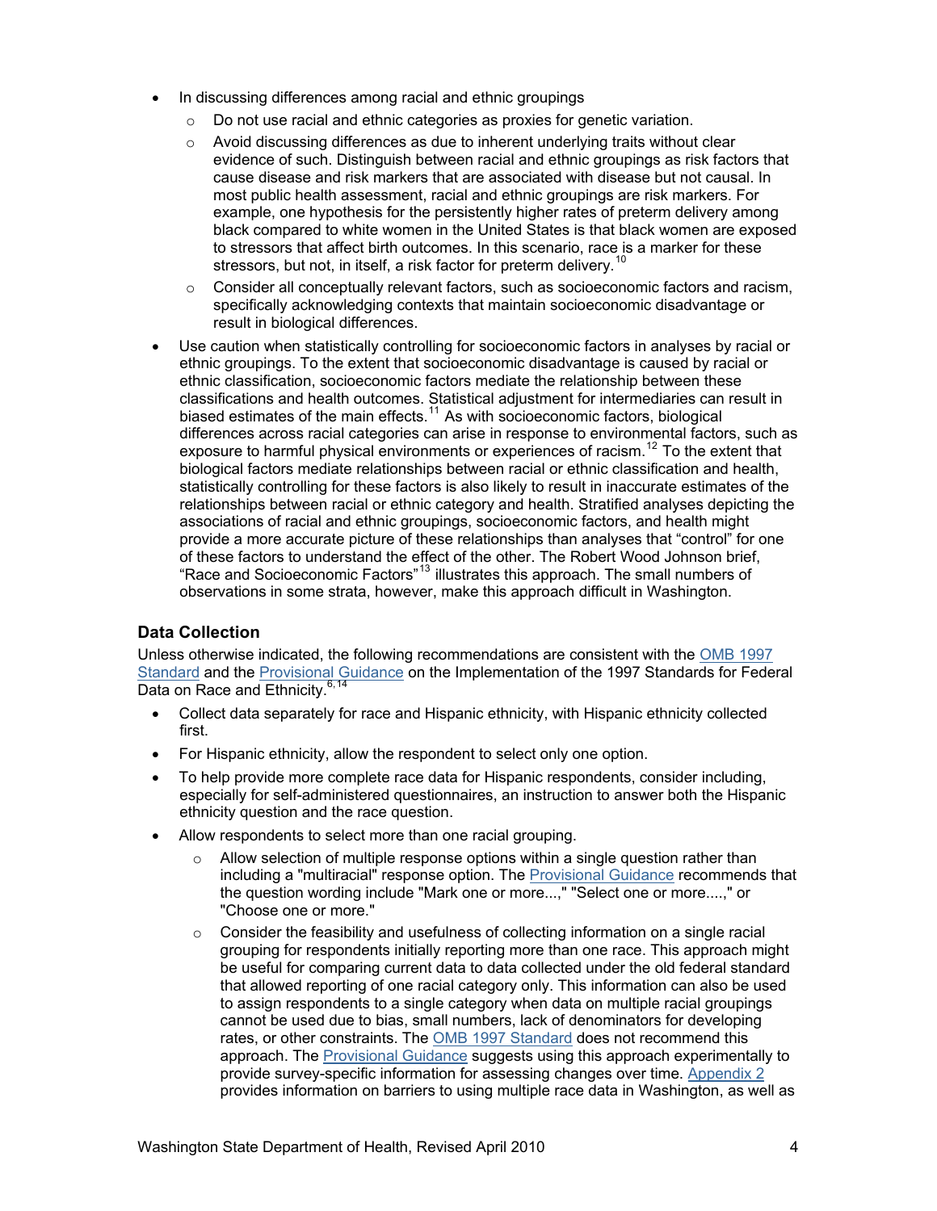- In discussing differences among racial and ethnic groupings
    - Do not use racial and ethnic categories as proxies for genetic variation.
    - Avoid discussing differences as due to inherent underlying traits without clear evidence of such. Distinguish between racial and ethnic groupings as risk factors that cause disease and risk markers that are associated with disease but not causal. In most public health assessment, racial and ethnic groupings are risk markers. For example, one hypothesis for the persistently higher rates of preterm delivery among black compared to white women in the United States is that black women are exposed to stressors that affect birth outcomes. In this scenario, race is a marker for these stressors, but not, in itself, a risk factor for preterm delivery.[10]
    - Consider all conceptually relevant factors, such as socioeconomic factors and racism, specifically acknowledging contexts that maintain socioeconomic disadvantage or result in biological differences.
- Use caution when statistically controlling for socioeconomic factors in analyses by racial or ethnic groupings. To the extent that socioeconomic disadvantage is caused by racial or ethnic classification, socioeconomic factors mediate the relationship between these classifications and health outcomes. Statistical adjustment for intermediaries can result in biased estimates of the main effects.[11] As with socioeconomic factors, biological differences across racial categories can arise in response to environmental factors, such as exposure to harmful physical environments or experiences of racism.[12] To the extent that biological factors mediate relationships between racial or ethnic classification and health, statistically controlling for these factors is also likely to result in inaccurate estimates of the relationships between racial or ethnic category and health. Stratified analyses depicting the associations of racial and ethnic groupings, socioeconomic factors, and health might provide a more accurate picture of these relationships than analyses that "control" for one of these factors to understand the effect of the other. The Robert Wood Johnson brief, "Race and Socioeconomic Factors"[13] illustrates this approach. The small numbers of observations in some strata, however, make this approach difficult in Washington.

### Data Collection

Unless otherwise indicated, the following recommendations are consistent with the OMB 1997 Standard and the Provisional Guidance on the Implementation of the 1997 Standards for Federal Data on Race and Ethnicity.[6,14]

- Collect data separately for race and Hispanic ethnicity, with Hispanic ethnicity collected first.
- For Hispanic ethnicity, allow the respondent to select only one option.
- To help provide more complete race data for Hispanic respondents, consider including, especially for self-administered questionnaires, an instruction to answer both the Hispanic ethnicity question and the race question.
- Allow respondents to select more than one racial grouping.
    - Allow selection of multiple response options within a single question rather than including a "multiracial" response option. The Provisional Guidance recommends that the question wording include "Mark one or more...," "Select one or more....," or "Choose one or more."
    - Consider the feasibility and usefulness of collecting information on a single racial grouping for respondents initially reporting more than one race. This approach might be useful for comparing current data to data collected under the old federal standard that allowed reporting of one racial category only. This information can also be used to assign respondents to a single category when data on multiple racial groupings cannot be used due to bias, small numbers, lack of denominators for developing rates, or other constraints. The OMB 1997 Standard does not recommend this approach. The Provisional Guidance suggests using this approach experimentally to provide survey-specific information for assessing changes over time. Appendix 2 provides information on barriers to using multiple race data in Washington, as well as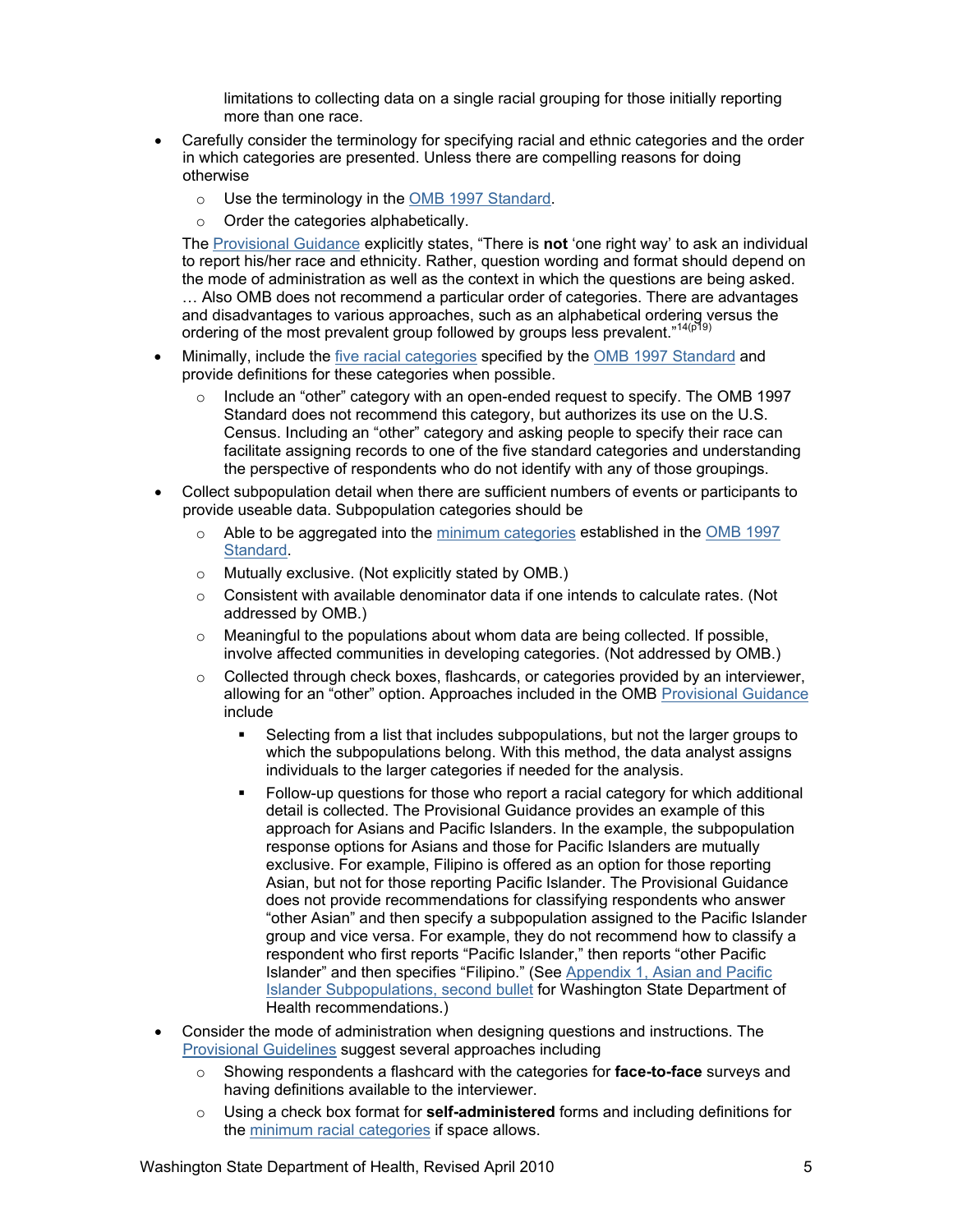limitations to collecting data on a single racial grouping for those initially reporting more than one race.

- Carefully consider the terminology for specifying racial and ethnic categories and the order in which categories are presented. Unless there are compelling reasons for doing otherwise
  - Use the terminology in the OMB 1997 Standard.
  - Order the categories alphabetically.

  The Provisional Guidance explicitly states, "There is **not** 'one right way' to ask an individual to report his/her race and ethnicity. Rather, question wording and format should depend on the mode of administration as well as the context in which the questions are being asked. … Also OMB does not recommend a particular order of categories. There are advantages and disadvantages to various approaches, such as an alphabetical ordering versus the ordering of the most prevalent group followed by groups less prevalent."[14(p19)]

- Minimally, include the five racial categories specified by the OMB 1997 Standard and provide definitions for these categories when possible.
  - Include an "other" category with an open-ended request to specify. The OMB 1997 Standard does not recommend this category, but authorizes its use on the U.S. Census. Including an "other" category and asking people to specify their race can facilitate assigning records to one of the five standard categories and understanding the perspective of respondents who do not identify with any of those groupings.
- Collect subpopulation detail when there are sufficient numbers of events or participants to provide useable data. Subpopulation categories should be
  - Able to be aggregated into the minimum categories established in the OMB 1997 Standard.
  - Mutually exclusive. (Not explicitly stated by OMB.)
  - Consistent with available denominator data if one intends to calculate rates. (Not addressed by OMB.)
  - Meaningful to the populations about whom data are being collected. If possible, involve affected communities in developing categories. (Not addressed by OMB.)
  - Collected through check boxes, flashcards, or categories provided by an interviewer, allowing for an "other" option. Approaches included in the OMB Provisional Guidance include
    - Selecting from a list that includes subpopulations, but not the larger groups to which the subpopulations belong. With this method, the data analyst assigns individuals to the larger categories if needed for the analysis.
    - Follow-up questions for those who report a racial category for which additional detail is collected. The Provisional Guidance provides an example of this approach for Asians and Pacific Islanders. In the example, the subpopulation response options for Asians and those for Pacific Islanders are mutually exclusive. For example, Filipino is offered as an option for those reporting Asian, but not for those reporting Pacific Islander. The Provisional Guidance does not provide recommendations for classifying respondents who answer "other Asian" and then specify a subpopulation assigned to the Pacific Islander group and vice versa. For example, they do not recommend how to classify a respondent who first reports "Pacific Islander," then reports "other Pacific Islander" and then specifies "Filipino." (See Appendix 1, Asian and Pacific Islander Subpopulations, second bullet for Washington State Department of Health recommendations.)
- Consider the mode of administration when designing questions and instructions. The Provisional Guidelines suggest several approaches including
  - Showing respondents a flashcard with the categories for **face-to-face** surveys and having definitions available to the interviewer.
  - Using a check box format for **self-administered** forms and including definitions for the minimum racial categories if space allows.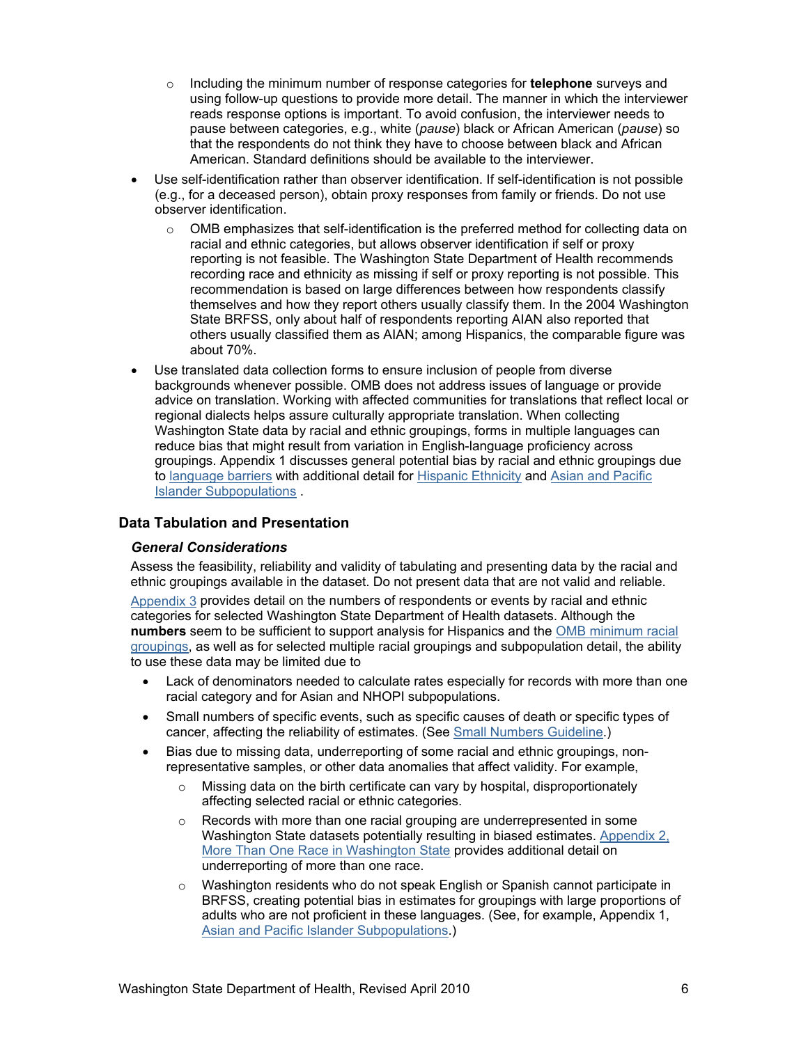- Including the minimum number of response categories for **telephone** surveys and using follow-up questions to provide more detail. The manner in which the interviewer reads response options is important. To avoid confusion, the interviewer needs to pause between categories, e.g., white (*pause*) black or African American (*pause*) so that the respondents do not think they have to choose between black and African American. Standard definitions should be available to the interviewer.
- Use self-identification rather than observer identification. If self-identification is not possible (e.g., for a deceased person), obtain proxy responses from family or friends. Do not use observer identification.
    - OMB emphasizes that self-identification is the preferred method for collecting data on racial and ethnic categories, but allows observer identification if self or proxy reporting is not feasible. The Washington State Department of Health recommends recording race and ethnicity as missing if self or proxy reporting is not possible. This recommendation is based on large differences between how respondents classify themselves and how they report others usually classify them. In the 2004 Washington State BRFSS, only about half of respondents reporting AIAN also reported that others usually classified them as AIAN; among Hispanics, the comparable figure was about 70%.
- Use translated data collection forms to ensure inclusion of people from diverse backgrounds whenever possible. OMB does not address issues of language or provide advice on translation. Working with affected communities for translations that reflect local or regional dialects helps assure culturally appropriate translation. When collecting Washington State data by racial and ethnic groupings, forms in multiple languages can reduce bias that might result from variation in English-language proficiency across groupings. Appendix 1 discusses general potential bias by racial and ethnic groupings due to language barriers with additional detail for Hispanic Ethnicity and Asian and Pacific Islander Subpopulations .

## Data Tabulation and Presentation

### *General Considerations*

Assess the feasibility, reliability and validity of tabulating and presenting data by the racial and ethnic groupings available in the dataset. Do not present data that are not valid and reliable.

Appendix 3 provides detail on the numbers of respondents or events by racial and ethnic categories for selected Washington State Department of Health datasets. Although the **numbers** seem to be sufficient to support analysis for Hispanics and the OMB minimum racial groupings, as well as for selected multiple racial groupings and subpopulation detail, the ability to use these data may be limited due to

- Lack of denominators needed to calculate rates especially for records with more than one racial category and for Asian and NHOPI subpopulations.
- Small numbers of specific events, such as specific causes of death or specific types of cancer, affecting the reliability of estimates. (See Small Numbers Guideline.)
- Bias due to missing data, underreporting of some racial and ethnic groupings, non-representative samples, or other data anomalies that affect validity. For example,
    - Missing data on the birth certificate can vary by hospital, disproportionately affecting selected racial or ethnic categories.
    - Records with more than one racial grouping are underrepresented in some Washington State datasets potentially resulting in biased estimates. Appendix 2, More Than One Race in Washington State provides additional detail on underreporting of more than one race.
    - Washington residents who do not speak English or Spanish cannot participate in BRFSS, creating potential bias in estimates for groupings with large proportions of adults who are not proficient in these languages. (See, for example, Appendix 1, Asian and Pacific Islander Subpopulations.)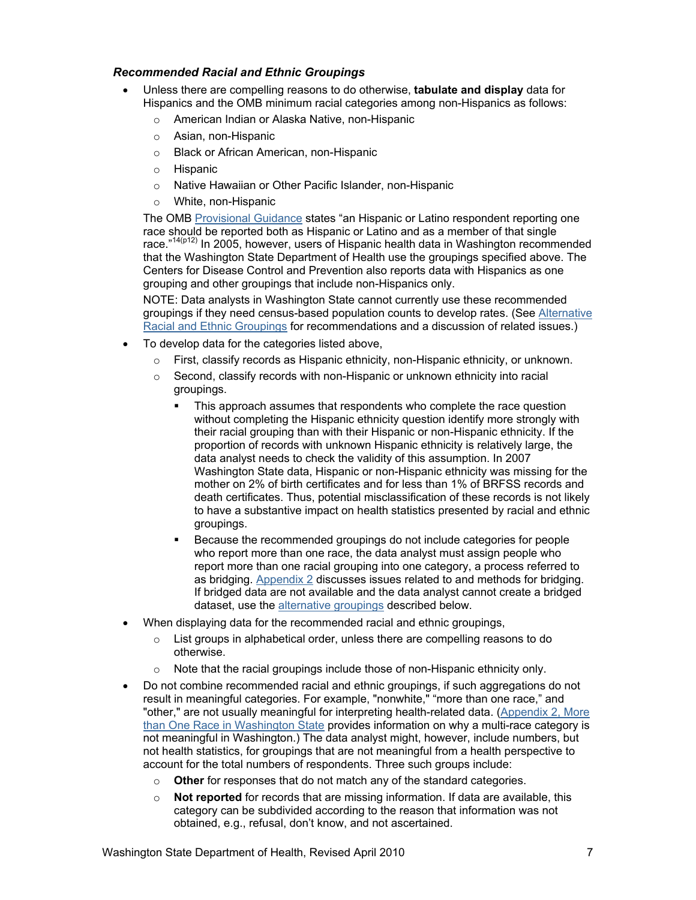### *Recommended Racial and Ethnic Groupings*

- Unless there are compelling reasons to do otherwise, **tabulate and display** data for Hispanics and the OMB minimum racial categories among non-Hispanics as follows:
  - American Indian or Alaska Native, non-Hispanic
  - Asian, non-Hispanic
  - Black or African American, non-Hispanic
  - Hispanic
  - Native Hawaiian or Other Pacific Islander, non-Hispanic
  - White, non-Hispanic

  The OMB Provisional Guidance states "an Hispanic or Latino respondent reporting one race should be reported both as Hispanic or Latino and as a member of that single race."[14(p12)] In 2005, however, users of Hispanic health data in Washington recommended that the Washington State Department of Health use the groupings specified above. The Centers for Disease Control and Prevention also reports data with Hispanics as one grouping and other groupings that include non-Hispanics only.

  NOTE: Data analysts in Washington State cannot currently use these recommended groupings if they need census-based population counts to develop rates. (See Alternative Racial and Ethnic Groupings for recommendations and a discussion of related issues.)

- To develop data for the categories listed above,
  - First, classify records as Hispanic ethnicity, non-Hispanic ethnicity, or unknown.
  - Second, classify records with non-Hispanic or unknown ethnicity into racial groupings.
    - This approach assumes that respondents who complete the race question without completing the Hispanic ethnicity question identify more strongly with their racial grouping than with their Hispanic or non-Hispanic ethnicity. If the proportion of records with unknown Hispanic ethnicity is relatively large, the data analyst needs to check the validity of this assumption. In 2007 Washington State data, Hispanic or non-Hispanic ethnicity was missing for the mother on 2% of birth certificates and for less than 1% of BRFSS records and death certificates. Thus, potential misclassification of these records is not likely to have a substantive impact on health statistics presented by racial and ethnic groupings.
    - Because the recommended groupings do not include categories for people who report more than one race, the data analyst must assign people who report more than one racial grouping into one category, a process referred to as bridging. Appendix 2 discusses issues related to and methods for bridging. If bridged data are not available and the data analyst cannot create a bridged dataset, use the alternative groupings described below.

- When displaying data for the recommended racial and ethnic groupings,
  - List groups in alphabetical order, unless there are compelling reasons to do otherwise.
  - Note that the racial groupings include those of non-Hispanic ethnicity only.

- Do not combine recommended racial and ethnic groupings, if such aggregations do not result in meaningful categories. For example, "nonwhite," "more than one race," and "other," are not usually meaningful for interpreting health-related data. (Appendix 2, More than One Race in Washington State provides information on why a multi-race category is not meaningful in Washington.) The data analyst might, however, include numbers, but not health statistics, for groupings that are not meaningful from a health perspective to account for the total numbers of respondents. Three such groups include:
  - **Other** for responses that do not match any of the standard categories.
  - **Not reported** for records that are missing information. If data are available, this category can be subdivided according to the reason that information was not obtained, e.g., refusal, don't know, and not ascertained.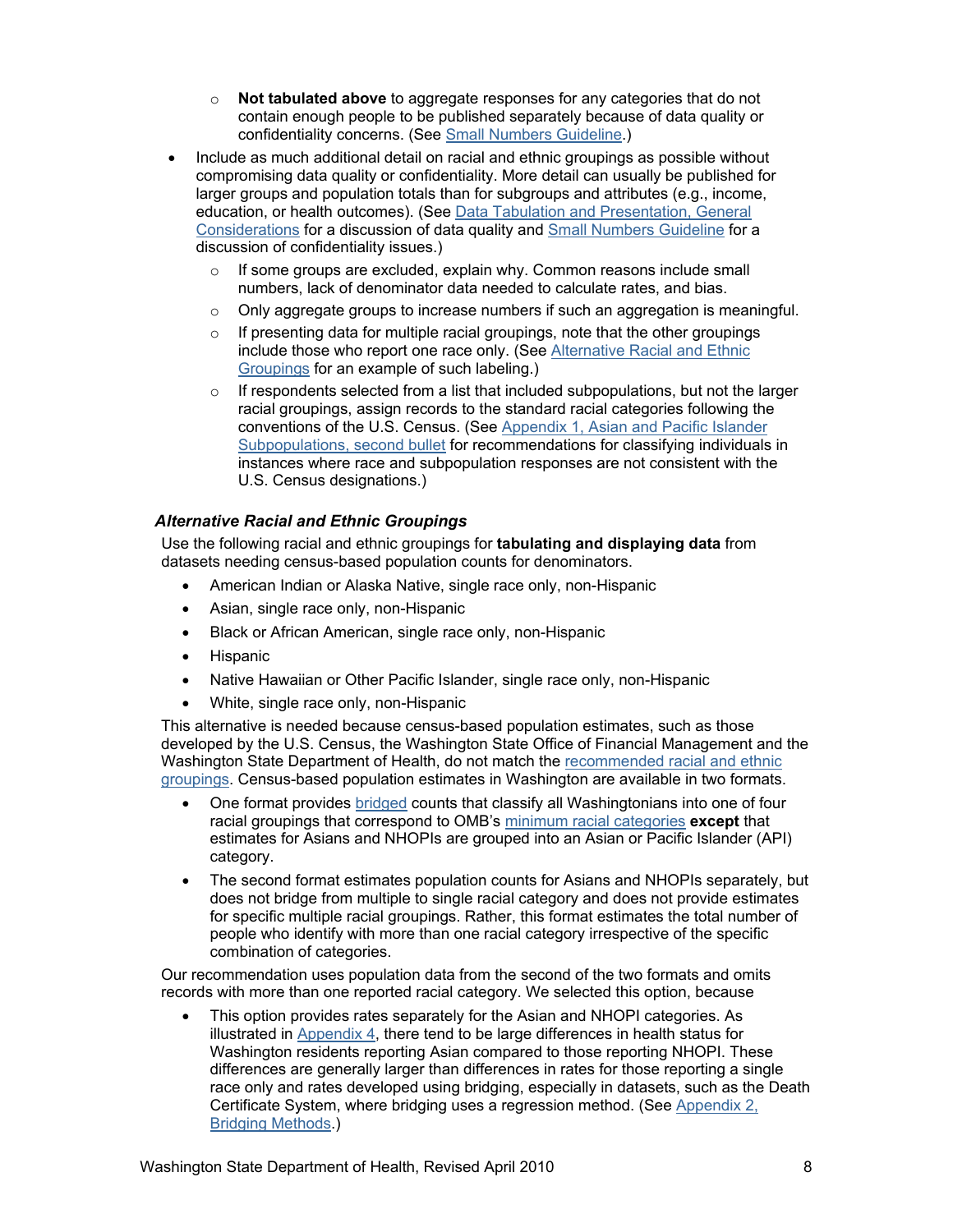- **Not tabulated above** to aggregate responses for any categories that do not contain enough people to be published separately because of data quality or confidentiality concerns. (See Small Numbers Guideline.)
- Include as much additional detail on racial and ethnic groupings as possible without compromising data quality or confidentiality. More detail can usually be published for larger groups and population totals than for subgroups and attributes (e.g., income, education, or health outcomes). (See Data Tabulation and Presentation, General Considerations for a discussion of data quality and Small Numbers Guideline for a discussion of confidentiality issues.)
    - If some groups are excluded, explain why. Common reasons include small numbers, lack of denominator data needed to calculate rates, and bias.
    - Only aggregate groups to increase numbers if such an aggregation is meaningful.
    - If presenting data for multiple racial groupings, note that the other groupings include those who report one race only. (See Alternative Racial and Ethnic Groupings for an example of such labeling.)
    - If respondents selected from a list that included subpopulations, but not the larger racial groupings, assign records to the standard racial categories following the conventions of the U.S. Census. (See Appendix 1, Asian and Pacific Islander Subpopulations, second bullet for recommendations for classifying individuals in instances where race and subpopulation responses are not consistent with the U.S. Census designations.)

### *Alternative Racial and Ethnic Groupings*

Use the following racial and ethnic groupings for **tabulating and displaying data** from datasets needing census-based population counts for denominators.

- American Indian or Alaska Native, single race only, non-Hispanic
- Asian, single race only, non-Hispanic
- Black or African American, single race only, non-Hispanic
- Hispanic
- Native Hawaiian or Other Pacific Islander, single race only, non-Hispanic
- White, single race only, non-Hispanic

This alternative is needed because census-based population estimates, such as those developed by the U.S. Census, the Washington State Office of Financial Management and the Washington State Department of Health, do not match the recommended racial and ethnic groupings. Census-based population estimates in Washington are available in two formats.

- One format provides bridged counts that classify all Washingtonians into one of four racial groupings that correspond to OMB's minimum racial categories **except** that estimates for Asians and NHOPIs are grouped into an Asian or Pacific Islander (API) category.
- The second format estimates population counts for Asians and NHOPIs separately, but does not bridge from multiple to single racial category and does not provide estimates for specific multiple racial groupings. Rather, this format estimates the total number of people who identify with more than one racial category irrespective of the specific combination of categories.

Our recommendation uses population data from the second of the two formats and omits records with more than one reported racial category. We selected this option, because

- This option provides rates separately for the Asian and NHOPI categories. As illustrated in Appendix 4, there tend to be large differences in health status for Washington residents reporting Asian compared to those reporting NHOPI. These differences are generally larger than differences in rates for those reporting a single race only and rates developed using bridging, especially in datasets, such as the Death Certificate System, where bridging uses a regression method. (See Appendix 2, Bridging Methods.)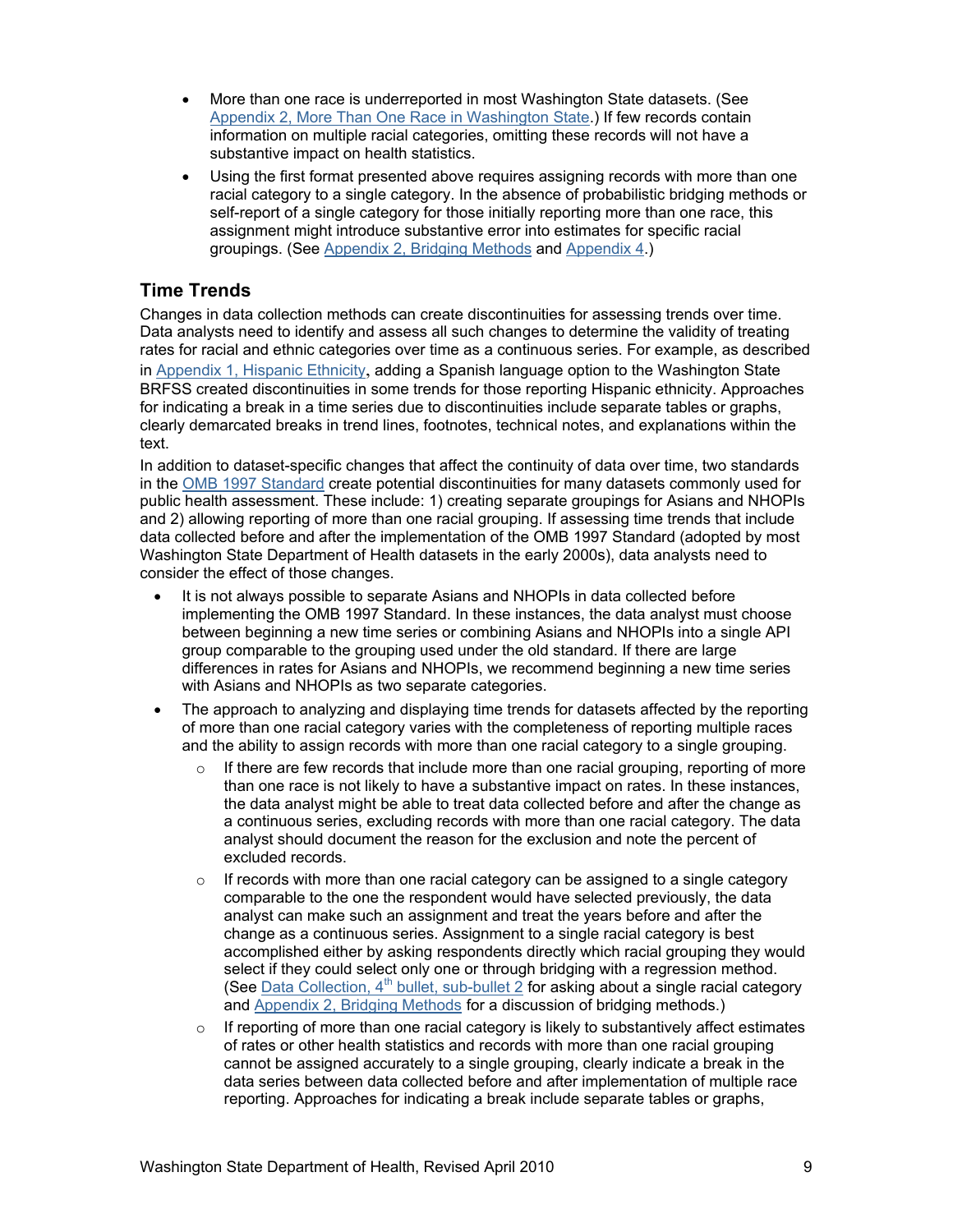- More than one race is underreported in most Washington State datasets. (See Appendix 2, More Than One Race in Washington State.) If few records contain information on multiple racial categories, omitting these records will not have a substantive impact on health statistics.
- Using the first format presented above requires assigning records with more than one racial category to a single category. In the absence of probabilistic bridging methods or self-report of a single category for those initially reporting more than one race, this assignment might introduce substantive error into estimates for specific racial groupings. (See Appendix 2, Bridging Methods and Appendix 4.)

## Time Trends

Changes in data collection methods can create discontinuities for assessing trends over time. Data analysts need to identify and assess all such changes to determine the validity of treating rates for racial and ethnic categories over time as a continuous series. For example, as described in Appendix 1, Hispanic Ethnicity**,** adding a Spanish language option to the Washington State BRFSS created discontinuities in some trends for those reporting Hispanic ethnicity. Approaches for indicating a break in a time series due to discontinuities include separate tables or graphs, clearly demarcated breaks in trend lines, footnotes, technical notes, and explanations within the text.

In addition to dataset-specific changes that affect the continuity of data over time, two standards in the OMB 1997 Standard create potential discontinuities for many datasets commonly used for public health assessment. These include: 1) creating separate groupings for Asians and NHOPIs and 2) allowing reporting of more than one racial grouping. If assessing time trends that include data collected before and after the implementation of the OMB 1997 Standard (adopted by most Washington State Department of Health datasets in the early 2000s), data analysts need to consider the effect of those changes.

- It is not always possible to separate Asians and NHOPIs in data collected before implementing the OMB 1997 Standard. In these instances, the data analyst must choose between beginning a new time series or combining Asians and NHOPIs into a single API group comparable to the grouping used under the old standard. If there are large differences in rates for Asians and NHOPIs, we recommend beginning a new time series with Asians and NHOPIs as two separate categories.
- The approach to analyzing and displaying time trends for datasets affected by the reporting of more than one racial category varies with the completeness of reporting multiple races and the ability to assign records with more than one racial category to a single grouping.
  - If there are few records that include more than one racial grouping, reporting of more than one race is not likely to have a substantive impact on rates. In these instances, the data analyst might be able to treat data collected before and after the change as a continuous series, excluding records with more than one racial category. The data analyst should document the reason for the exclusion and note the percent of excluded records.
  - If records with more than one racial category can be assigned to a single category comparable to the one the respondent would have selected previously, the data analyst can make such an assignment and treat the years before and after the change as a continuous series. Assignment to a single racial category is best accomplished either by asking respondents directly which racial grouping they would select if they could select only one or through bridging with a regression method. (See Data Collection, 4th bullet, sub-bullet 2 for asking about a single racial category and Appendix 2, Bridging Methods for a discussion of bridging methods.)
  - If reporting of more than one racial category is likely to substantively affect estimates of rates or other health statistics and records with more than one racial grouping cannot be assigned accurately to a single grouping, clearly indicate a break in the data series between data collected before and after implementation of multiple race reporting. Approaches for indicating a break include separate tables or graphs,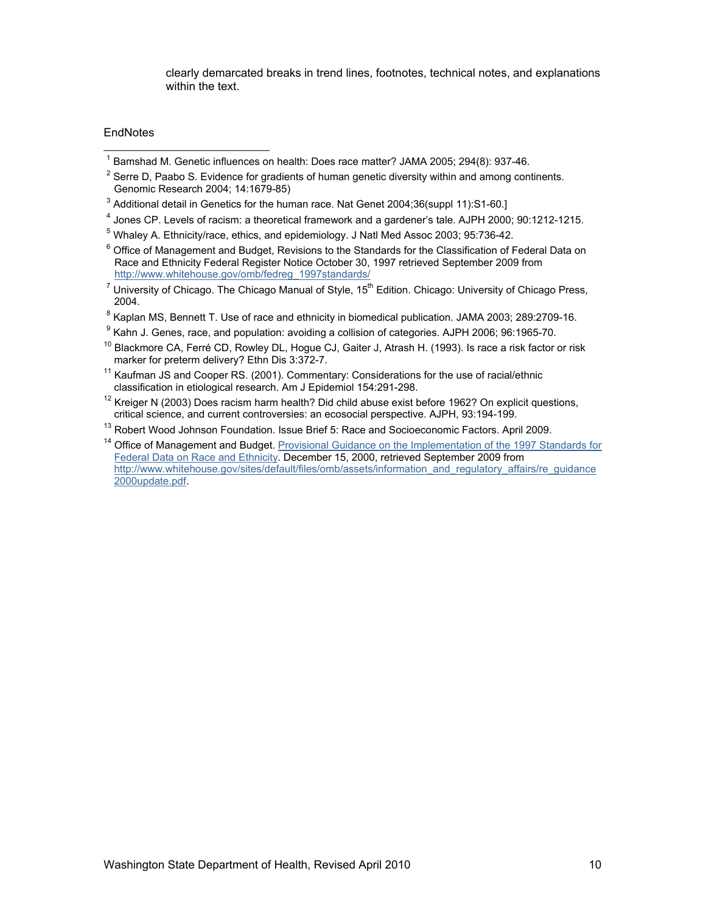clearly demarcated breaks in trend lines, footnotes, technical notes, and explanations within the text.

EndNotes

[1] Bamshad M. Genetic influences on health: Does race matter? JAMA 2005; 294(8): 937-46.

[2] Serre D, Paabo S. Evidence for gradients of human genetic diversity within and among continents. Genomic Research 2004; 14:1679-85)

[3] Additional detail in Genetics for the human race. Nat Genet 2004;36(suppl 11):S1-60.]

[4] Jones CP. Levels of racism: a theoretical framework and a gardener's tale. AJPH 2000; 90:1212-1215.

[5] Whaley A. Ethnicity/race, ethics, and epidemiology. J Natl Med Assoc 2003; 95:736-42.

[6] Office of Management and Budget, Revisions to the Standards for the Classification of Federal Data on Race and Ethnicity Federal Register Notice October 30, 1997 retrieved September 2009 from http://www.whitehouse.gov/omb/fedreg_1997standards/

[7] University of Chicago. The Chicago Manual of Style, 15th Edition. Chicago: University of Chicago Press, 2004.

[8] Kaplan MS, Bennett T. Use of race and ethnicity in biomedical publication. JAMA 2003; 289:2709-16.

[9] Kahn J. Genes, race, and population: avoiding a collision of categories. AJPH 2006; 96:1965-70.

[10] Blackmore CA, Ferré CD, Rowley DL, Hogue CJ, Gaiter J, Atrash H. (1993). Is race a risk factor or risk marker for preterm delivery? Ethn Dis 3:372-7.

[11] Kaufman JS and Cooper RS. (2001). Commentary: Considerations for the use of racial/ethnic classification in etiological research. Am J Epidemiol 154:291-298.

[12] Kreiger N (2003) Does racism harm health? Did child abuse exist before 1962? On explicit questions, critical science, and current controversies: an ecosocial perspective. AJPH, 93:194-199.

[13] Robert Wood Johnson Foundation. Issue Brief 5: Race and Socioeconomic Factors. April 2009.

[14] Office of Management and Budget. Provisional Guidance on the Implementation of the 1997 Standards for Federal Data on Race and Ethnicity. December 15, 2000, retrieved September 2009 from http://www.whitehouse.gov/sites/default/files/omb/assets/information_and_regulatory_affairs/re_guidance2000update.pdf.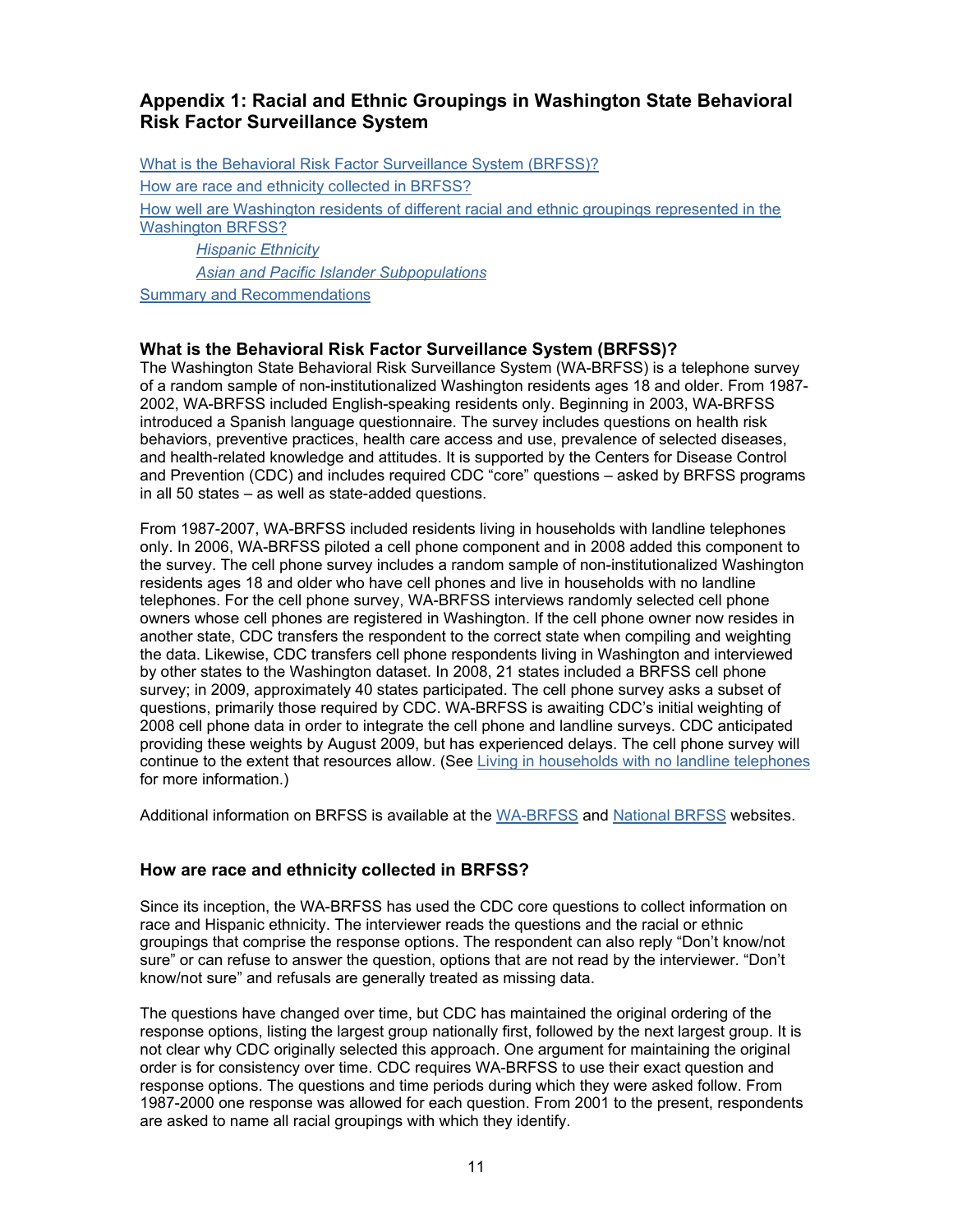## Appendix 1: Racial and Ethnic Groupings in Washington State Behavioral Risk Factor Surveillance System

[What is the Behavioral Risk Factor Surveillance System (BRFSS)?](#)

[How are race and ethnicity collected in BRFSS?](#)

[How well are Washington residents of different racial and ethnic groupings represented in the Washington BRFSS?](#)

- *[Hispanic Ethnicity](#)*
- *[Asian and Pacific Islander Subpopulations](#)*

[Summary and Recommendations](#)

### What is the Behavioral Risk Factor Surveillance System (BRFSS)?

The Washington State Behavioral Risk Surveillance System (WA-BRFSS) is a telephone survey of a random sample of non-institutionalized Washington residents ages 18 and older. From 1987-2002, WA-BRFSS included English-speaking residents only. Beginning in 2003, WA-BRFSS introduced a Spanish language questionnaire. The survey includes questions on health risk behaviors, preventive practices, health care access and use, prevalence of selected diseases, and health-related knowledge and attitudes. It is supported by the Centers for Disease Control and Prevention (CDC) and includes required CDC "core" questions – asked by BRFSS programs in all 50 states – as well as state-added questions.

From 1987-2007, WA-BRFSS included residents living in households with landline telephones only. In 2006, WA-BRFSS piloted a cell phone component and in 2008 added this component to the survey. The cell phone survey includes a random sample of non-institutionalized Washington residents ages 18 and older who have cell phones and live in households with no landline telephones. For the cell phone survey, WA-BRFSS interviews randomly selected cell phone owners whose cell phones are registered in Washington. If the cell phone owner now resides in another state, CDC transfers the respondent to the correct state when compiling and weighting the data. Likewise, CDC transfers cell phone respondents living in Washington and interviewed by other states to the Washington dataset. In 2008, 21 states included a BRFSS cell phone survey; in 2009, approximately 40 states participated. The cell phone survey asks a subset of questions, primarily those required by CDC. WA-BRFSS is awaiting CDC's initial weighting of 2008 cell phone data in order to integrate the cell phone and landline surveys. CDC anticipated providing these weights by August 2009, but has experienced delays. The cell phone survey will continue to the extent that resources allow. (See [Living in households with no landline telephones](#) for more information.)

Additional information on BRFSS is available at the [WA-BRFSS](#) and [National BRFSS](#) websites.

### How are race and ethnicity collected in BRFSS?

Since its inception, the WA-BRFSS has used the CDC core questions to collect information on race and Hispanic ethnicity. The interviewer reads the questions and the racial or ethnic groupings that comprise the response options. The respondent can also reply "Don't know/not sure" or can refuse to answer the question, options that are not read by the interviewer. "Don't know/not sure" and refusals are generally treated as missing data.

The questions have changed over time, but CDC has maintained the original ordering of the response options, listing the largest group nationally first, followed by the next largest group. It is not clear why CDC originally selected this approach. One argument for maintaining the original order is for consistency over time. CDC requires WA-BRFSS to use their exact question and response options. The questions and time periods during which they were asked follow. From 1987-2000 one response was allowed for each question. From 2001 to the present, respondents are asked to name all racial groupings with which they identify.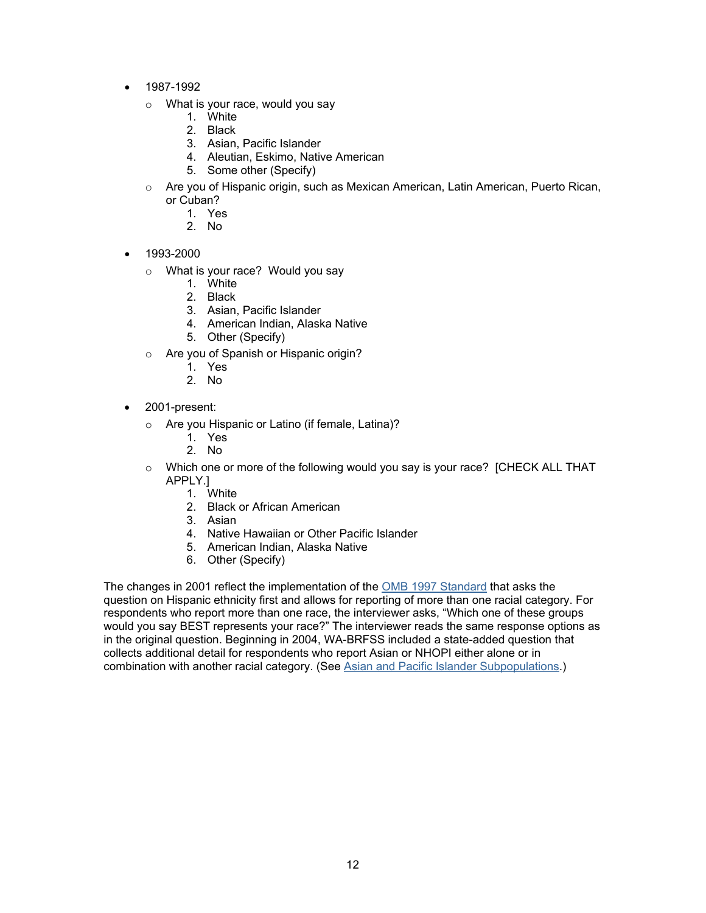- 1987-1992
  - What is your race, would you say
    1. White
    2. Black
    3. Asian, Pacific Islander
    4. Aleutian, Eskimo, Native American
    5. Some other (Specify)
  - Are you of Hispanic origin, such as Mexican American, Latin American, Puerto Rican, or Cuban?
    1. Yes
    2. No

- 1993-2000
  - What is your race? Would you say
    1. White
    2. Black
    3. Asian, Pacific Islander
    4. American Indian, Alaska Native
    5. Other (Specify)
  - Are you of Spanish or Hispanic origin?
    1. Yes
    2. No

- 2001-present:
  - Are you Hispanic or Latino (if female, Latina)?
    1. Yes
    2. No
  - Which one or more of the following would you say is your race? [CHECK ALL THAT APPLY.]
    1. White
    2. Black or African American
    3. Asian
    4. Native Hawaiian or Other Pacific Islander
    5. American Indian, Alaska Native
    6. Other (Specify)

The changes in 2001 reflect the implementation of the OMB 1997 Standard that asks the question on Hispanic ethnicity first and allows for reporting of more than one racial category. For respondents who report more than one race, the interviewer asks, "Which one of these groups would you say BEST represents your race?" The interviewer reads the same response options as in the original question. Beginning in 2004, WA-BRFSS included a state-added question that collects additional detail for respondents who report Asian or NHOPI either alone or in combination with another racial category. (See Asian and Pacific Islander Subpopulations.)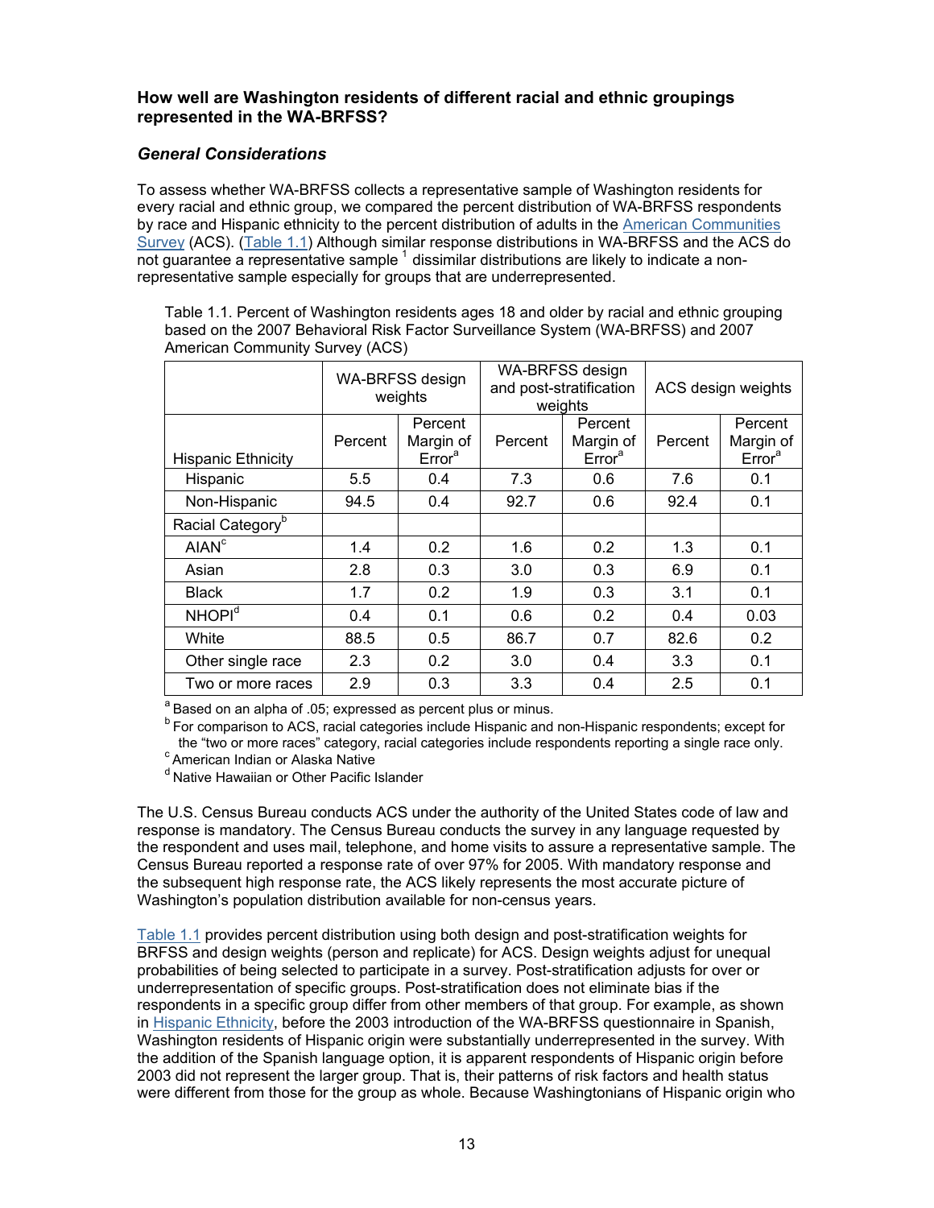### How well are Washington residents of different racial and ethnic groupings represented in the WA-BRFSS?

#### *General Considerations*

To assess whether WA-BRFSS collects a representative sample of Washington residents for every racial and ethnic group, we compared the percent distribution of WA-BRFSS respondents by race and Hispanic ethnicity to the percent distribution of adults in the American Communities Survey (ACS). (Table 1.1) Although similar response distributions in WA-BRFSS and the ACS do not guarantee a representative sample [1] dissimilar distributions are likely to indicate a non-representative sample especially for groups that are underrepresented.

Table 1.1. Percent of Washington residents ages 18 and older by racial and ethnic grouping based on the 2007 Behavioral Risk Factor Surveillance System (WA-BRFSS) and 2007 American Community Survey (ACS)

| | WA-BRFSS design weights | | WA-BRFSS design and post-stratification weights | | ACS design weights | |
|---|---|---|---|---|---|---|
| Hispanic Ethnicity | Percent | Percent Margin of Error[a] | Percent | Percent Margin of Error[a] | Percent | Percent Margin of Error[a] |
| Hispanic | 5.5 | 0.4 | 7.3 | 0.6 | 7.6 | 0.1 |
| Non-Hispanic | 94.5 | 0.4 | 92.7 | 0.6 | 92.4 | 0.1 |
| Racial Category[b] | | | | | | |
| AIAN[c] | 1.4 | 0.2 | 1.6 | 0.2 | 1.3 | 0.1 |
| Asian | 2.8 | 0.3 | 3.0 | 0.3 | 6.9 | 0.1 |
| Black | 1.7 | 0.2 | 1.9 | 0.3 | 3.1 | 0.1 |
| NHOPI[d] | 0.4 | 0.1 | 0.6 | 0.2 | 0.4 | 0.03 |
| White | 88.5 | 0.5 | 86.7 | 0.7 | 82.6 | 0.2 |
| Other single race | 2.3 | 0.2 | 3.0 | 0.4 | 3.3 | 0.1 |
| Two or more races | 2.9 | 0.3 | 3.3 | 0.4 | 2.5 | 0.1 |

[a] Based on an alpha of .05; expressed as percent plus or minus.
[b] For comparison to ACS, racial categories include Hispanic and non-Hispanic respondents; except for the "two or more races" category, racial categories include respondents reporting a single race only.
[c] American Indian or Alaska Native
[d] Native Hawaiian or Other Pacific Islander

The U.S. Census Bureau conducts ACS under the authority of the United States code of law and response is mandatory. The Census Bureau conducts the survey in any language requested by the respondent and uses mail, telephone, and home visits to assure a representative sample. The Census Bureau reported a response rate of over 97% for 2005. With mandatory response and the subsequent high response rate, the ACS likely represents the most accurate picture of Washington's population distribution available for non-census years.

Table 1.1 provides percent distribution using both design and post-stratification weights for BRFSS and design weights (person and replicate) for ACS. Design weights adjust for unequal probabilities of being selected to participate in a survey. Post-stratification adjusts for over or underrepresentation of specific groups. Post-stratification does not eliminate bias if the respondents in a specific group differ from other members of that group. For example, as shown in Hispanic Ethnicity, before the 2003 introduction of the WA-BRFSS questionnaire in Spanish, Washington residents of Hispanic origin were substantially underrepresented in the survey. With the addition of the Spanish language option, it is apparent respondents of Hispanic origin before 2003 did not represent the larger group. That is, their patterns of risk factors and health status were different from those for the group as whole. Because Washingtonians of Hispanic origin who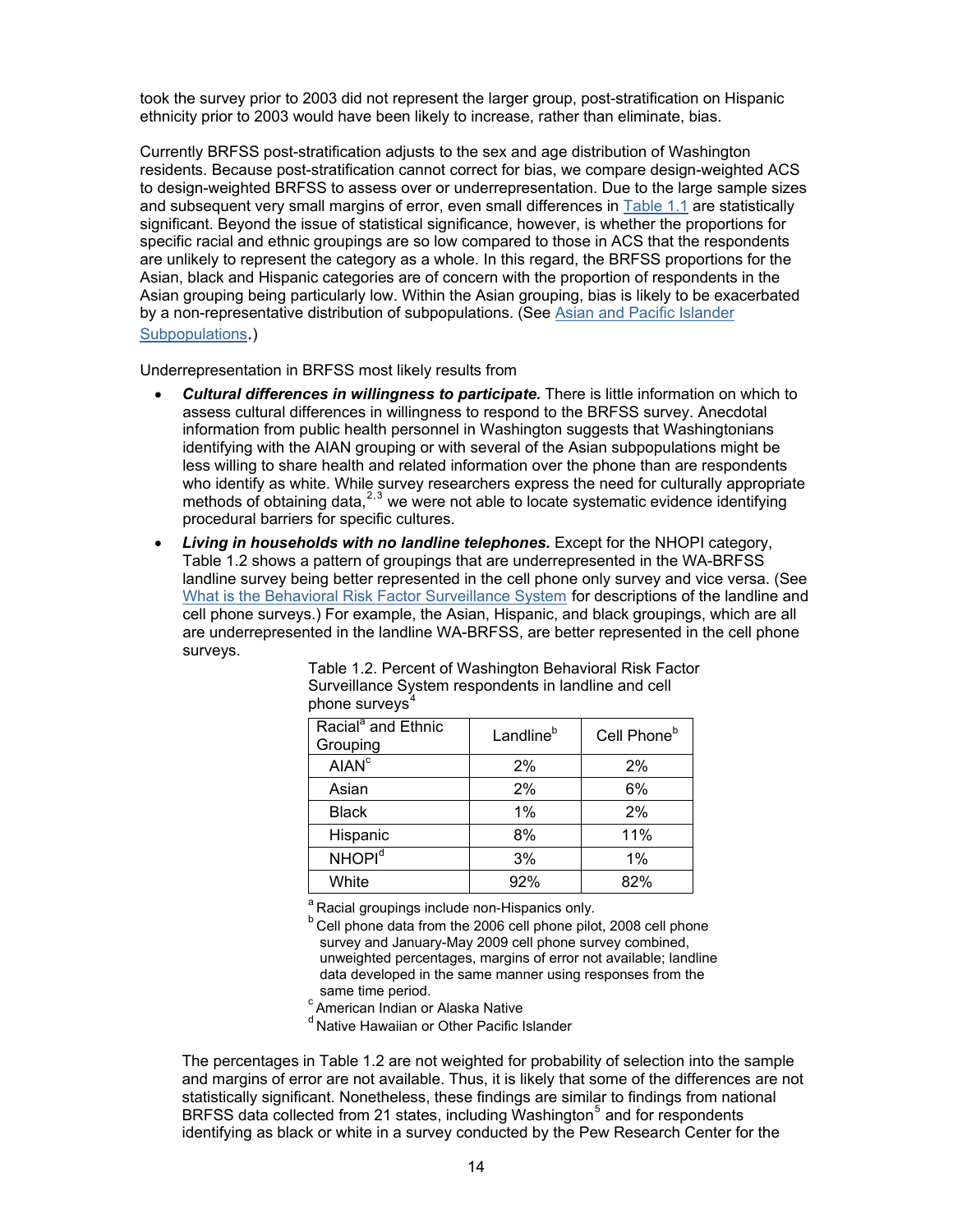took the survey prior to 2003 did not represent the larger group, post-stratification on Hispanic ethnicity prior to 2003 would have been likely to increase, rather than eliminate, bias.

Currently BRFSS post-stratification adjusts to the sex and age distribution of Washington residents. Because post-stratification cannot correct for bias, we compare design-weighted ACS to design-weighted BRFSS to assess over or underrepresentation. Due to the large sample sizes and subsequent very small margins of error, even small differences in Table 1.1 are statistically significant. Beyond the issue of statistical significance, however, is whether the proportions for specific racial and ethnic groupings are so low compared to those in ACS that the respondents are unlikely to represent the category as a whole. In this regard, the BRFSS proportions for the Asian, black and Hispanic categories are of concern with the proportion of respondents in the Asian grouping being particularly low. Within the Asian grouping, bias is likely to be exacerbated by a non-representative distribution of subpopulations. (See Asian and Pacific Islander Subpopulations.)

Underrepresentation in BRFSS most likely results from

- ***Cultural differences in willingness to participate.*** There is little information on which to assess cultural differences in willingness to respond to the BRFSS survey. Anecdotal information from public health personnel in Washington suggests that Washingtonians identifying with the AIAN grouping or with several of the Asian subpopulations might be less willing to share health and related information over the phone than are respondents who identify as white. While survey researchers express the need for culturally appropriate methods of obtaining data,[2,3] we were not able to locate systematic evidence identifying procedural barriers for specific cultures.
- ***Living in households with no landline telephones.*** Except for the NHOPI category, Table 1.2 shows a pattern of groupings that are underrepresented in the WA-BRFSS landline survey being better represented in the cell phone only survey and vice versa. (See What is the Behavioral Risk Factor Surveillance System for descriptions of the landline and cell phone surveys.) For example, the Asian, Hispanic, and black groupings, which are all are underrepresented in the landline WA-BRFSS, are better represented in the cell phone surveys.

Table 1.2. Percent of Washington Behavioral Risk Factor Surveillance System respondents in landline and cell phone surveys[4]

| Racial[a] and Ethnic Grouping | Landline[b] | Cell Phone[b] |
|---|---|---|
| AIAN[c] | 2% | 2% |
| Asian | 2% | 6% |
| Black | 1% | 2% |
| Hispanic | 8% | 11% |
| NHOPI[d] | 3% | 1% |
| White | 92% | 82% |

[a] Racial groupings include non-Hispanics only.
[b] Cell phone data from the 2006 cell phone pilot, 2008 cell phone survey and January-May 2009 cell phone survey combined, unweighted percentages, margins of error not available; landline data developed in the same manner using responses from the same time period.
[c] American Indian or Alaska Native
[d] Native Hawaiian or Other Pacific Islander

The percentages in Table 1.2 are not weighted for probability of selection into the sample and margins of error are not available. Thus, it is likely that some of the differences are not statistically significant. Nonetheless, these findings are similar to findings from national BRFSS data collected from 21 states, including Washington[5] and for respondents identifying as black or white in a survey conducted by the Pew Research Center for the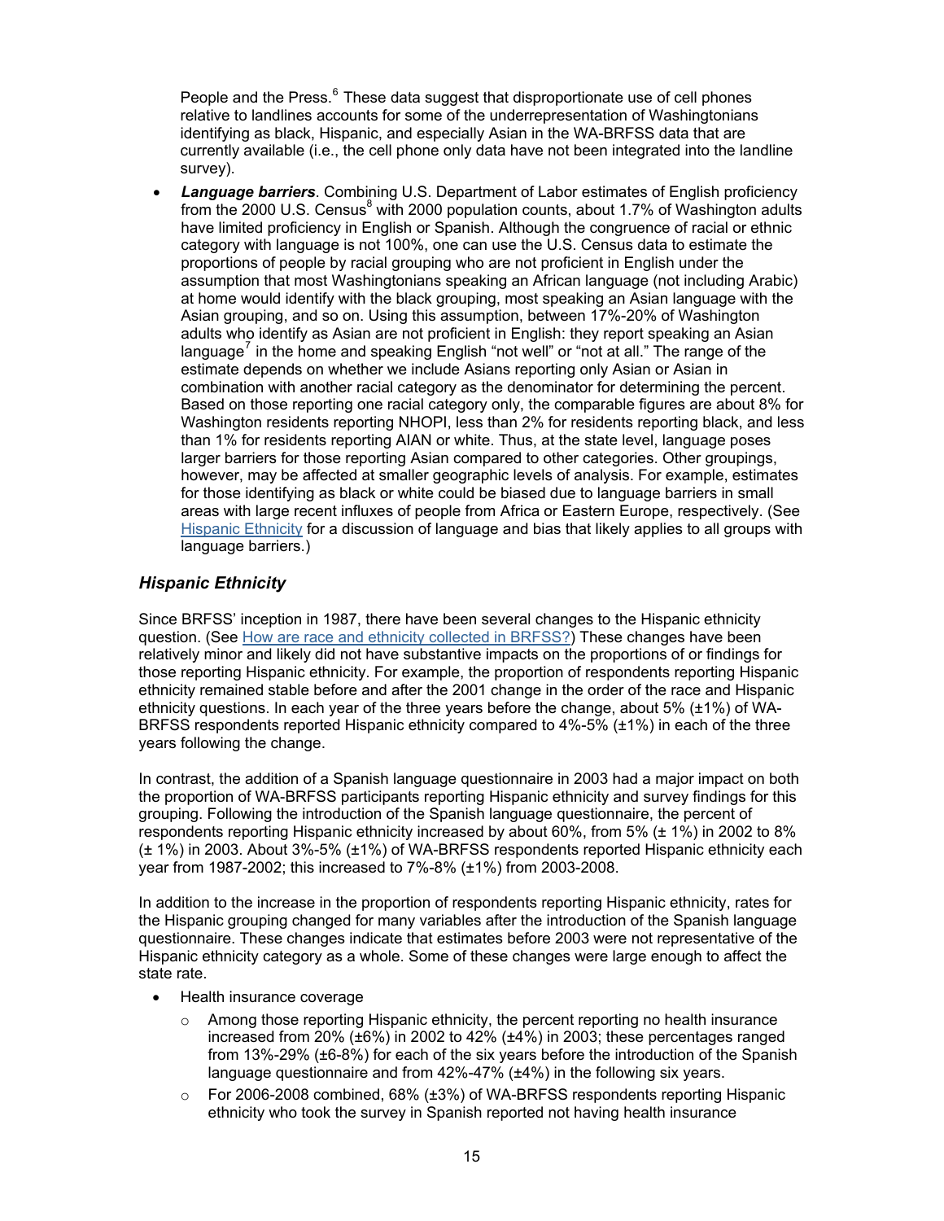People and the Press.[6] These data suggest that disproportionate use of cell phones relative to landlines accounts for some of the underrepresentation of Washingtonians identifying as black, Hispanic, and especially Asian in the WA-BRFSS data that are currently available (i.e., the cell phone only data have not been integrated into the landline survey).

- ***Language barriers***. Combining U.S. Department of Labor estimates of English proficiency from the 2000 U.S. Census[8] with 2000 population counts, about 1.7% of Washington adults have limited proficiency in English or Spanish. Although the congruence of racial or ethnic category with language is not 100%, one can use the U.S. Census data to estimate the proportions of people by racial grouping who are not proficient in English under the assumption that most Washingtonians speaking an African language (not including Arabic) at home would identify with the black grouping, most speaking an Asian language with the Asian grouping, and so on. Using this assumption, between 17%-20% of Washington adults who identify as Asian are not proficient in English: they report speaking an Asian language[7] in the home and speaking English "not well" or "not at all." The range of the estimate depends on whether we include Asians reporting only Asian or Asian in combination with another racial category as the denominator for determining the percent. Based on those reporting one racial category only, the comparable figures are about 8% for Washington residents reporting NHOPI, less than 2% for residents reporting black, and less than 1% for residents reporting AIAN or white. Thus, at the state level, language poses larger barriers for those reporting Asian compared to other categories. Other groupings, however, may be affected at smaller geographic levels of analysis. For example, estimates for those identifying as black or white could be biased due to language barriers in small areas with large recent influxes of people from Africa or Eastern Europe, respectively. (See Hispanic Ethnicity for a discussion of language and bias that likely applies to all groups with language barriers.)

### *Hispanic Ethnicity*

Since BRFSS' inception in 1987, there have been several changes to the Hispanic ethnicity question. (See How are race and ethnicity collected in BRFSS?) These changes have been relatively minor and likely did not have substantive impacts on the proportions of or findings for those reporting Hispanic ethnicity. For example, the proportion of respondents reporting Hispanic ethnicity remained stable before and after the 2001 change in the order of the race and Hispanic ethnicity questions. In each year of the three years before the change, about 5% (±1%) of WA-BRFSS respondents reported Hispanic ethnicity compared to 4%-5% (±1%) in each of the three years following the change.

In contrast, the addition of a Spanish language questionnaire in 2003 had a major impact on both the proportion of WA-BRFSS participants reporting Hispanic ethnicity and survey findings for this grouping. Following the introduction of the Spanish language questionnaire, the percent of respondents reporting Hispanic ethnicity increased by about 60%, from 5% (± 1%) in 2002 to 8% (± 1%) in 2003. About 3%-5% (±1%) of WA-BRFSS respondents reported Hispanic ethnicity each year from 1987-2002; this increased to 7%-8% (±1%) from 2003-2008.

In addition to the increase in the proportion of respondents reporting Hispanic ethnicity, rates for the Hispanic grouping changed for many variables after the introduction of the Spanish language questionnaire. These changes indicate that estimates before 2003 were not representative of the Hispanic ethnicity category as a whole. Some of these changes were large enough to affect the state rate.

- Health insurance coverage
  - Among those reporting Hispanic ethnicity, the percent reporting no health insurance increased from 20% (±6%) in 2002 to 42% (±4%) in 2003; these percentages ranged from 13%-29% (±6-8%) for each of the six years before the introduction of the Spanish language questionnaire and from 42%-47% (±4%) in the following six years.
  - For 2006-2008 combined, 68% (±3%) of WA-BRFSS respondents reporting Hispanic ethnicity who took the survey in Spanish reported not having health insurance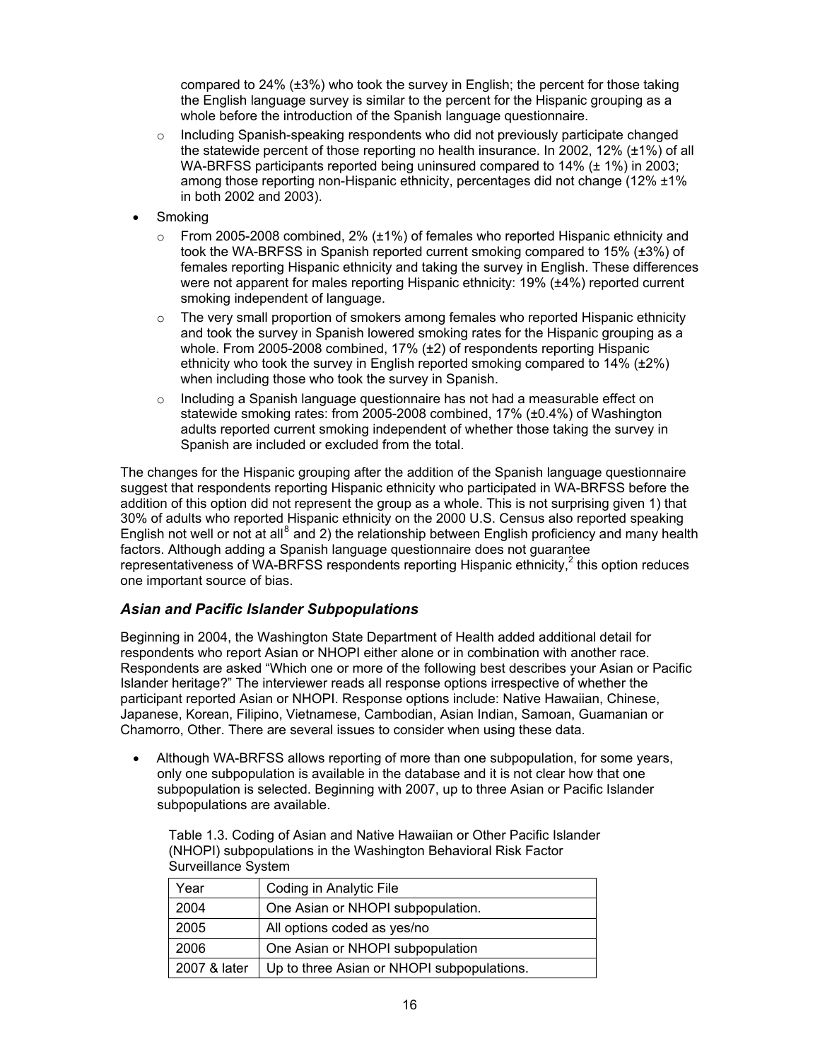compared to 24% (±3%) who took the survey in English; the percent for those taking the English language survey is similar to the percent for the Hispanic grouping as a whole before the introduction of the Spanish language questionnaire.

  - Including Spanish-speaking respondents who did not previously participate changed the statewide percent of those reporting no health insurance. In 2002, 12% (±1%) of all WA-BRFSS participants reported being uninsured compared to 14% (± 1%) in 2003; among those reporting non-Hispanic ethnicity, percentages did not change (12% ±1% in both 2002 and 2003).

- Smoking
  - From 2005-2008 combined, 2% (±1%) of females who reported Hispanic ethnicity and took the WA-BRFSS in Spanish reported current smoking compared to 15% (±3%) of females reporting Hispanic ethnicity and taking the survey in English. These differences were not apparent for males reporting Hispanic ethnicity: 19% (±4%) reported current smoking independent of language.
  - The very small proportion of smokers among females who reported Hispanic ethnicity and took the survey in Spanish lowered smoking rates for the Hispanic grouping as a whole. From 2005-2008 combined, 17% (±2) of respondents reporting Hispanic ethnicity who took the survey in English reported smoking compared to 14% (±2%) when including those who took the survey in Spanish.
  - Including a Spanish language questionnaire has not had a measurable effect on statewide smoking rates: from 2005-2008 combined, 17% (±0.4%) of Washington adults reported current smoking independent of whether those taking the survey in Spanish are included or excluded from the total.

The changes for the Hispanic grouping after the addition of the Spanish language questionnaire suggest that respondents reporting Hispanic ethnicity who participated in WA-BRFSS before the addition of this option did not represent the group as a whole. This is not surprising given 1) that 30% of adults who reported Hispanic ethnicity on the 2000 U.S. Census also reported speaking English not well or not at all[8] and 2) the relationship between English proficiency and many health factors. Although adding a Spanish language questionnaire does not guarantee representativeness of WA-BRFSS respondents reporting Hispanic ethnicity,[2] this option reduces one important source of bias.

### *Asian and Pacific Islander Subpopulations*

Beginning in 2004, the Washington State Department of Health added additional detail for respondents who report Asian or NHOPI either alone or in combination with another race. Respondents are asked "Which one or more of the following best describes your Asian or Pacific Islander heritage?" The interviewer reads all response options irrespective of whether the participant reported Asian or NHOPI. Response options include: Native Hawaiian, Chinese, Japanese, Korean, Filipino, Vietnamese, Cambodian, Asian Indian, Samoan, Guamanian or Chamorro, Other. There are several issues to consider when using these data.

- Although WA-BRFSS allows reporting of more than one subpopulation, for some years, only one subpopulation is available in the database and it is not clear how that one subpopulation is selected. Beginning with 2007, up to three Asian or Pacific Islander subpopulations are available.

Table 1.3. Coding of Asian and Native Hawaiian or Other Pacific Islander (NHOPI) subpopulations in the Washington Behavioral Risk Factor Surveillance System

| Year | Coding in Analytic File |
|---|---|
| 2004 | One Asian or NHOPI subpopulation. |
| 2005 | All options coded as yes/no |
| 2006 | One Asian or NHOPI subpopulation |
| 2007 & later | Up to three Asian or NHOPI subpopulations. |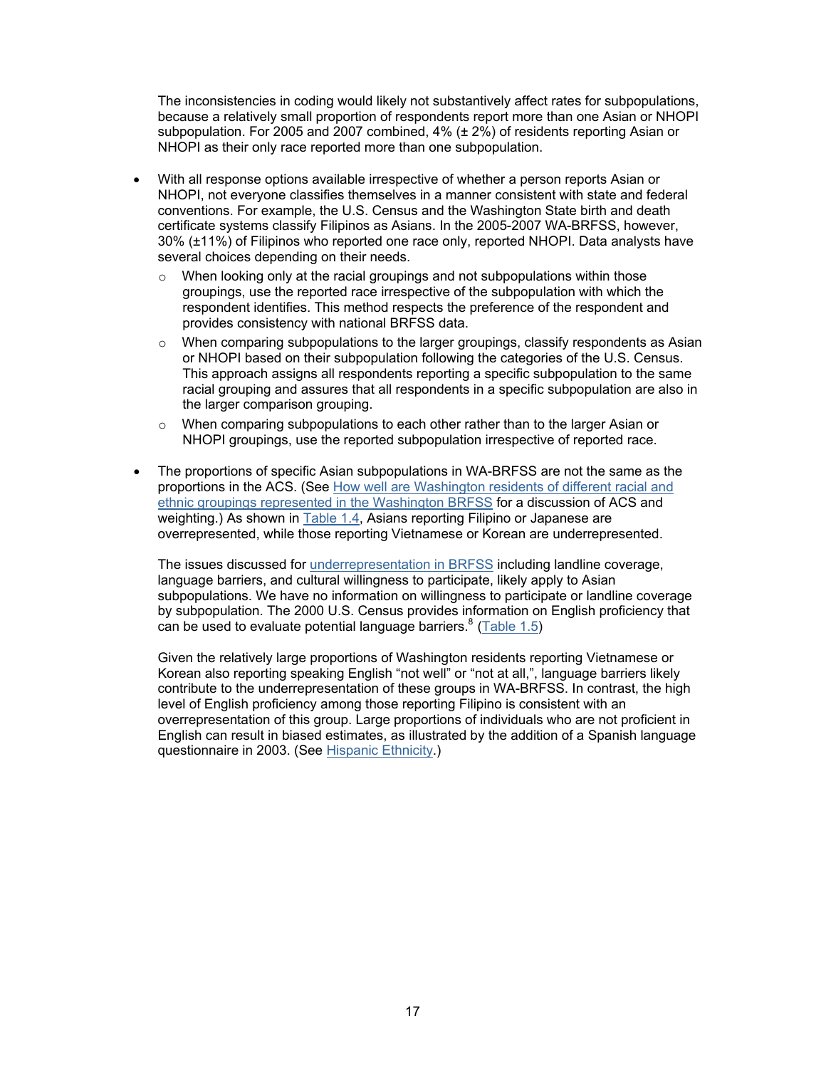The inconsistencies in coding would likely not substantively affect rates for subpopulations, because a relatively small proportion of respondents report more than one Asian or NHOPI subpopulation. For 2005 and 2007 combined, 4% (± 2%) of residents reporting Asian or NHOPI as their only race reported more than one subpopulation.

- With all response options available irrespective of whether a person reports Asian or NHOPI, not everyone classifies themselves in a manner consistent with state and federal conventions. For example, the U.S. Census and the Washington State birth and death certificate systems classify Filipinos as Asians. In the 2005-2007 WA-BRFSS, however, 30% (±11%) of Filipinos who reported one race only, reported NHOPI. Data analysts have several choices depending on their needs.
  - When looking only at the racial groupings and not subpopulations within those groupings, use the reported race irrespective of the subpopulation with which the respondent identifies. This method respects the preference of the respondent and provides consistency with national BRFSS data.
  - When comparing subpopulations to the larger groupings, classify respondents as Asian or NHOPI based on their subpopulation following the categories of the U.S. Census. This approach assigns all respondents reporting a specific subpopulation to the same racial grouping and assures that all respondents in a specific subpopulation are also in the larger comparison grouping.
  - When comparing subpopulations to each other rather than to the larger Asian or NHOPI groupings, use the reported subpopulation irrespective of reported race.

- The proportions of specific Asian subpopulations in WA-BRFSS are not the same as the proportions in the ACS. (See How well are Washington residents of different racial and ethnic groupings represented in the Washington BRFSS for a discussion of ACS and weighting.) As shown in Table 1.4, Asians reporting Filipino or Japanese are overrepresented, while those reporting Vietnamese or Korean are underrepresented.

  The issues discussed for underrepresentation in BRFSS including landline coverage, language barriers, and cultural willingness to participate, likely apply to Asian subpopulations. We have no information on willingness to participate or landline coverage by subpopulation. The 2000 U.S. Census provides information on English proficiency that can be used to evaluate potential language barriers.[8] (Table 1.5)

  Given the relatively large proportions of Washington residents reporting Vietnamese or Korean also reporting speaking English "not well" or "not at all,", language barriers likely contribute to the underrepresentation of these groups in WA-BRFSS. In contrast, the high level of English proficiency among those reporting Filipino is consistent with an overrepresentation of this group. Large proportions of individuals who are not proficient in English can result in biased estimates, as illustrated by the addition of a Spanish language questionnaire in 2003. (See Hispanic Ethnicity.)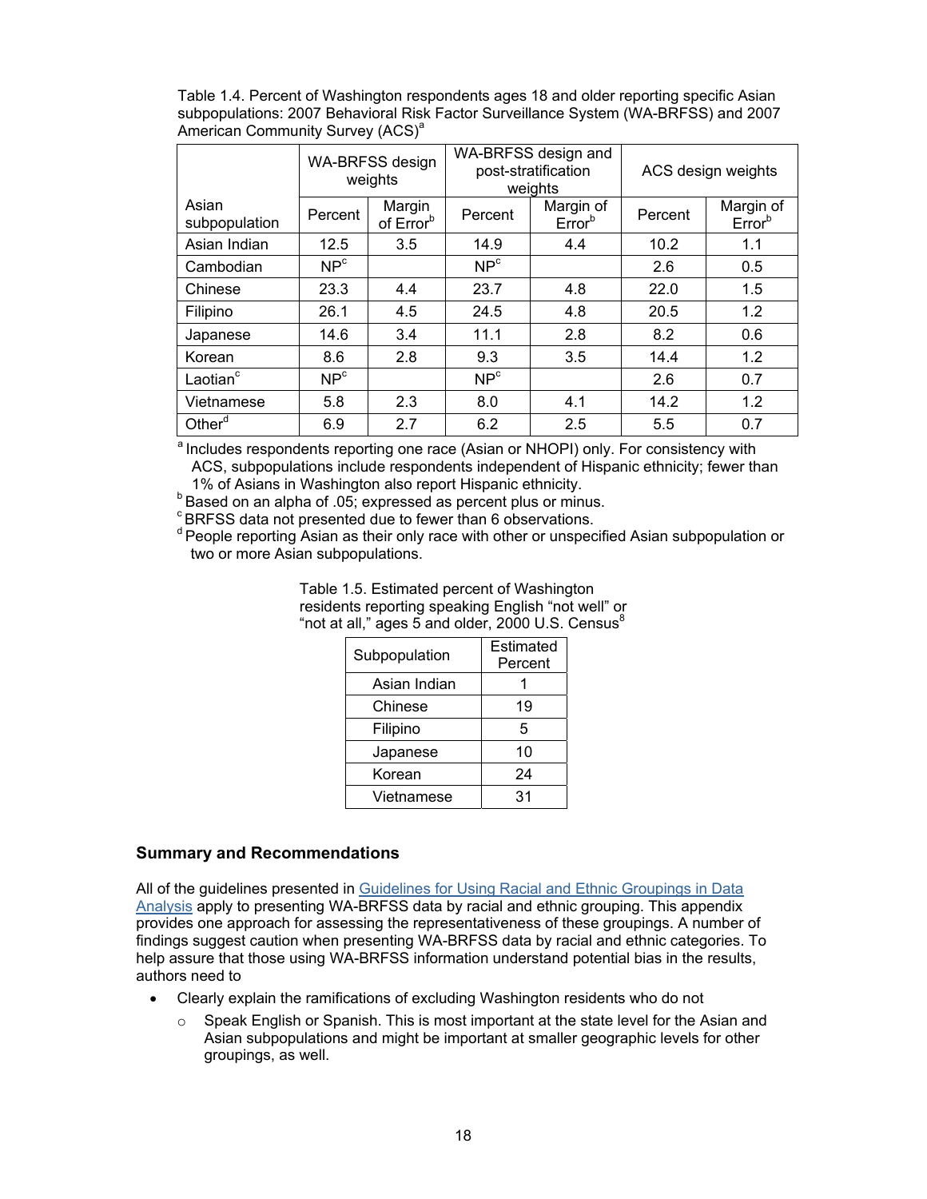Table 1.4. Percent of Washington respondents ages 18 and older reporting specific Asian subpopulations: 2007 Behavioral Risk Factor Surveillance System (WA-BRFSS) and 2007 American Community Survey (ACS)[a]

| Asian subpopulation | WA-BRFSS design weights | | WA-BRFSS design and post-stratification weights | | ACS design weights | |
|---|---|---|---|---|---|---|
| | Percent | Margin of Error[b] | Percent | Margin of Error[b] | Percent | Margin of Error[b] |
| Asian Indian | 12.5 | 3.5 | 14.9 | 4.4 | 10.2 | 1.1 |
| Cambodian | NP[c] | | NP[c] | | 2.6 | 0.5 |
| Chinese | 23.3 | 4.4 | 23.7 | 4.8 | 22.0 | 1.5 |
| Filipino | 26.1 | 4.5 | 24.5 | 4.8 | 20.5 | 1.2 |
| Japanese | 14.6 | 3.4 | 11.1 | 2.8 | 8.2 | 0.6 |
| Korean | 8.6 | 2.8 | 9.3 | 3.5 | 14.4 | 1.2 |
| Laotian[c] | NP[c] | | NP[c] | | 2.6 | 0.7 |
| Vietnamese | 5.8 | 2.3 | 8.0 | 4.1 | 14.2 | 1.2 |
| Other[d] | 6.9 | 2.7 | 6.2 | 2.5 | 5.5 | 0.7 |

[a] Includes respondents reporting one race (Asian or NHOPI) only. For consistency with ACS, subpopulations include respondents independent of Hispanic ethnicity; fewer than 1% of Asians in Washington also report Hispanic ethnicity.
[b] Based on an alpha of .05; expressed as percent plus or minus.
[c] BRFSS data not presented due to fewer than 6 observations.
[d] People reporting Asian as their only race with other or unspecified Asian subpopulation or two or more Asian subpopulations.

Table 1.5. Estimated percent of Washington residents reporting speaking English "not well" or "not at all," ages 5 and older, 2000 U.S. Census[8]

| Subpopulation | Estimated Percent |
|---|---|
| Asian Indian | 1 |
| Chinese | 19 |
| Filipino | 5 |
| Japanese | 10 |
| Korean | 24 |
| Vietnamese | 31 |

## Summary and Recommendations

All of the guidelines presented in Guidelines for Using Racial and Ethnic Groupings in Data Analysis apply to presenting WA-BRFSS data by racial and ethnic grouping. This appendix provides one approach for assessing the representativeness of these groupings. A number of findings suggest caution when presenting WA-BRFSS data by racial and ethnic categories. To help assure that those using WA-BRFSS information understand potential bias in the results, authors need to

- Clearly explain the ramifications of excluding Washington residents who do not
  - Speak English or Spanish. This is most important at the state level for the Asian and Asian subpopulations and might be important at smaller geographic levels for other groupings, as well.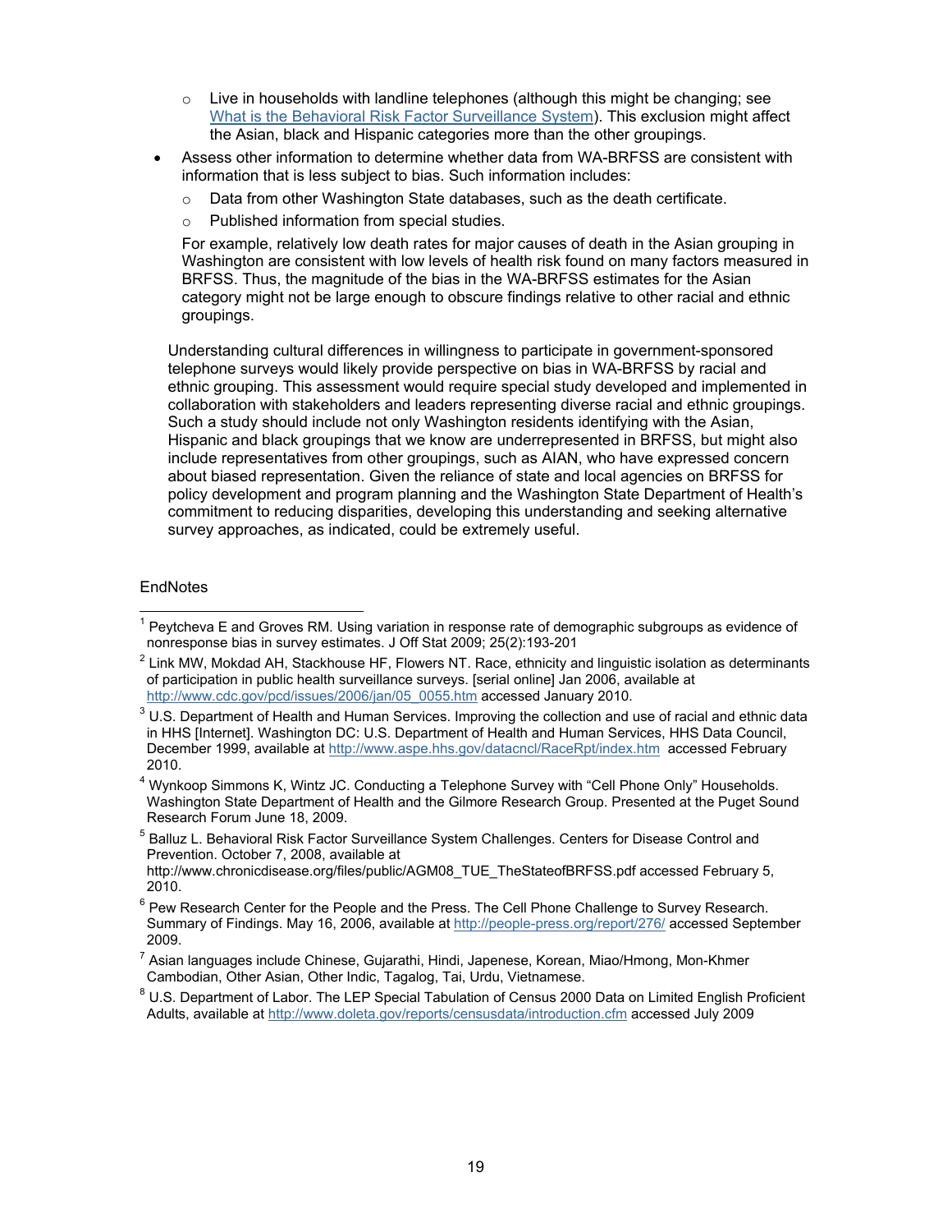- Live in households with landline telephones (although this might be changing; see [What is the Behavioral Risk Factor Surveillance System](#)). This exclusion might affect the Asian, black and Hispanic categories more than the other groupings.
- Assess other information to determine whether data from WA-BRFSS are consistent with information that is less subject to bias. Such information includes:
  - Data from other Washington State databases, such as the death certificate.
  - Published information from special studies.

  For example, relatively low death rates for major causes of death in the Asian grouping in Washington are consistent with low levels of health risk found on many factors measured in BRFSS. Thus, the magnitude of the bias in the WA-BRFSS estimates for the Asian category might not be large enough to obscure findings relative to other racial and ethnic groupings.

Understanding cultural differences in willingness to participate in government-sponsored telephone surveys would likely provide perspective on bias in WA-BRFSS by racial and ethnic grouping. This assessment would require special study developed and implemented in collaboration with stakeholders and leaders representing diverse racial and ethnic groupings. Such a study should include not only Washington residents identifying with the Asian, Hispanic and black groupings that we know are underrepresented in BRFSS, but might also include representatives from other groupings, such as AIAN, who have expressed concern about biased representation. Given the reliance of state and local agencies on BRFSS for policy development and program planning and the Washington State Department of Health's commitment to reducing disparities, developing this understanding and seeking alternative survey approaches, as indicated, could be extremely useful.

EndNotes

[1] Peytcheva E and Groves RM. Using variation in response rate of demographic subgroups as evidence of nonresponse bias in survey estimates. J Off Stat 2009; 25(2):193-201

[2] Link MW, Mokdad AH, Stackhouse HF, Flowers NT. Race, ethnicity and linguistic isolation as determinants of participation in public health surveillance surveys. [serial online] Jan 2006, available at http://www.cdc.gov/pcd/issues/2006/jan/05_0055.htm accessed January 2010.

[3] U.S. Department of Health and Human Services. Improving the collection and use of racial and ethnic data in HHS [Internet]. Washington DC: U.S. Department of Health and Human Services, HHS Data Council, December 1999, available at http://www.aspe.hhs.gov/datacncl/RaceRpt/index.htm accessed February 2010.

[4] Wynkoop Simmons K, Wintz JC. Conducting a Telephone Survey with "Cell Phone Only" Households. Washington State Department of Health and the Gilmore Research Group. Presented at the Puget Sound Research Forum June 18, 2009.

[5] Balluz L. Behavioral Risk Factor Surveillance System Challenges. Centers for Disease Control and Prevention. October 7, 2008, available at http://www.chronicdisease.org/files/public/AGM08_TUE_TheStateofBRFSS.pdf accessed February 5, 2010.

[6] Pew Research Center for the People and the Press. The Cell Phone Challenge to Survey Research. Summary of Findings. May 16, 2006, available at http://people-press.org/report/276/ accessed September 2009.

[7] Asian languages include Chinese, Gujarathi, Hindi, Japenese, Korean, Miao/Hmong, Mon-Khmer Cambodian, Other Asian, Other Indic, Tagalog, Tai, Urdu, Vietnamese.

[8] U.S. Department of Labor. The LEP Special Tabulation of Census 2000 Data on Limited English Proficient Adults, available at http://www.doleta.gov/reports/censusdata/introduction.cfm accessed July 2009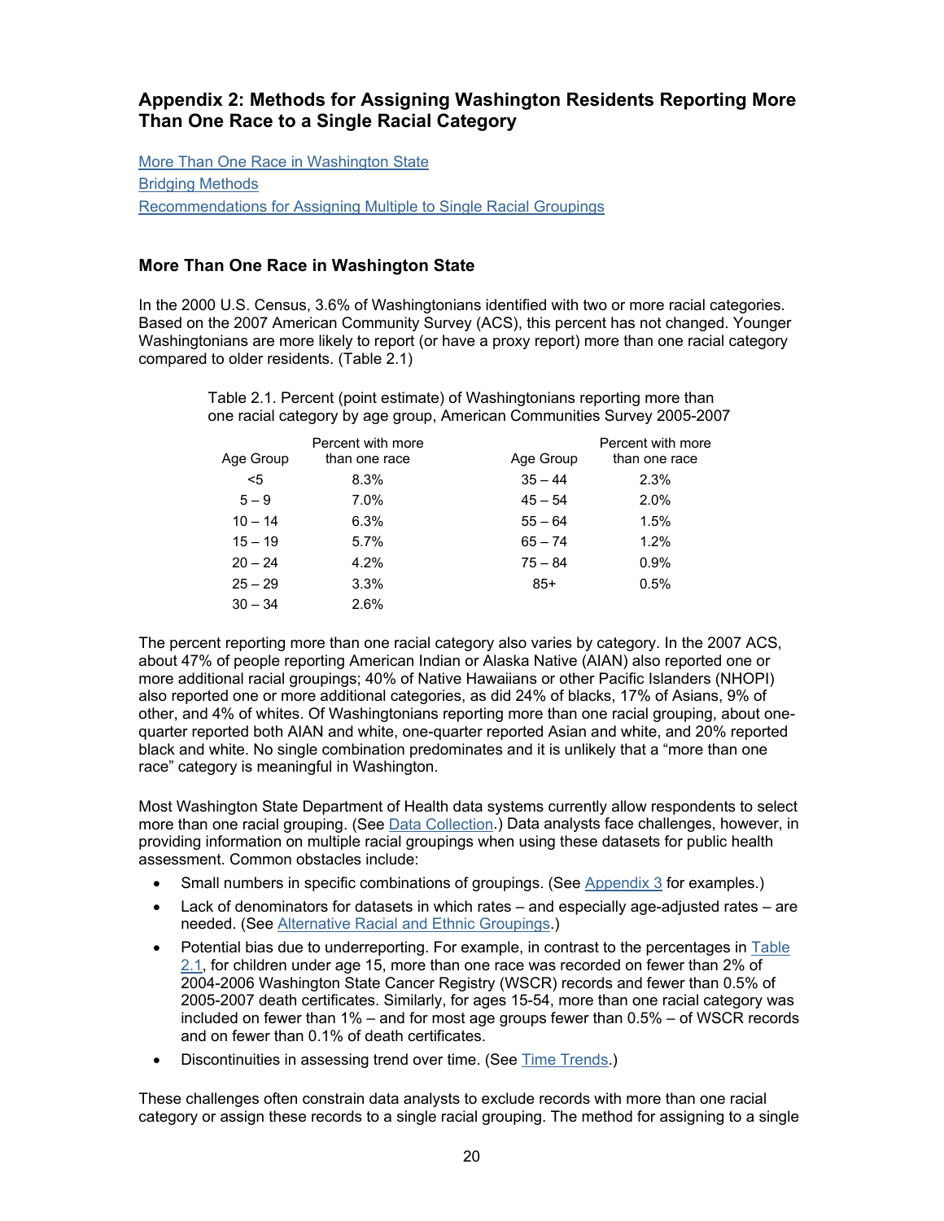## Appendix 2: Methods for Assigning Washington Residents Reporting More Than One Race to a Single Racial Category

More Than One Race in Washington State
Bridging Methods
Recommendations for Assigning Multiple to Single Racial Groupings

### More Than One Race in Washington State

In the 2000 U.S. Census, 3.6% of Washingtonians identified with two or more racial categories. Based on the 2007 American Community Survey (ACS), this percent has not changed. Younger Washingtonians are more likely to report (or have a proxy report) more than one racial category compared to older residents. (Table 2.1)

Table 2.1. Percent (point estimate) of Washingtonians reporting more than one racial category by age group, American Communities Survey 2005-2007

| Age Group | Percent with more than one race | Age Group | Percent with more than one race |
|---|---|---|---|
| <5 | 8.3% | 35 – 44 | 2.3% |
| 5 – 9 | 7.0% | 45 – 54 | 2.0% |
| 10 – 14 | 6.3% | 55 – 64 | 1.5% |
| 15 – 19 | 5.7% | 65 – 74 | 1.2% |
| 20 – 24 | 4.2% | 75 – 84 | 0.9% |
| 25 – 29 | 3.3% | 85+ | 0.5% |
| 30 – 34 | 2.6% | | |

The percent reporting more than one racial category also varies by category. In the 2007 ACS, about 47% of people reporting American Indian or Alaska Native (AIAN) also reported one or more additional racial groupings; 40% of Native Hawaiians or other Pacific Islanders (NHOPI) also reported one or more additional categories, as did 24% of blacks, 17% of Asians, 9% of other, and 4% of whites. Of Washingtonians reporting more than one racial grouping, about one-quarter reported both AIAN and white, one-quarter reported Asian and white, and 20% reported black and white. No single combination predominates and it is unlikely that a "more than one race" category is meaningful in Washington.

Most Washington State Department of Health data systems currently allow respondents to select more than one racial grouping. (See Data Collection.) Data analysts face challenges, however, in providing information on multiple racial groupings when using these datasets for public health assessment. Common obstacles include:

- Small numbers in specific combinations of groupings. (See Appendix 3 for examples.)
- Lack of denominators for datasets in which rates – and especially age-adjusted rates – are needed. (See Alternative Racial and Ethnic Groupings.)
- Potential bias due to underreporting. For example, in contrast to the percentages in Table 2.1, for children under age 15, more than one race was recorded on fewer than 2% of 2004-2006 Washington State Cancer Registry (WSCR) records and fewer than 0.5% of 2005-2007 death certificates. Similarly, for ages 15-54, more than one racial category was included on fewer than 1% – and for most age groups fewer than 0.5% – of WSCR records and on fewer than 0.1% of death certificates.
- Discontinuities in assessing trend over time. (See Time Trends.)

These challenges often constrain data analysts to exclude records with more than one racial category or assign these records to a single racial grouping. The method for assigning to a single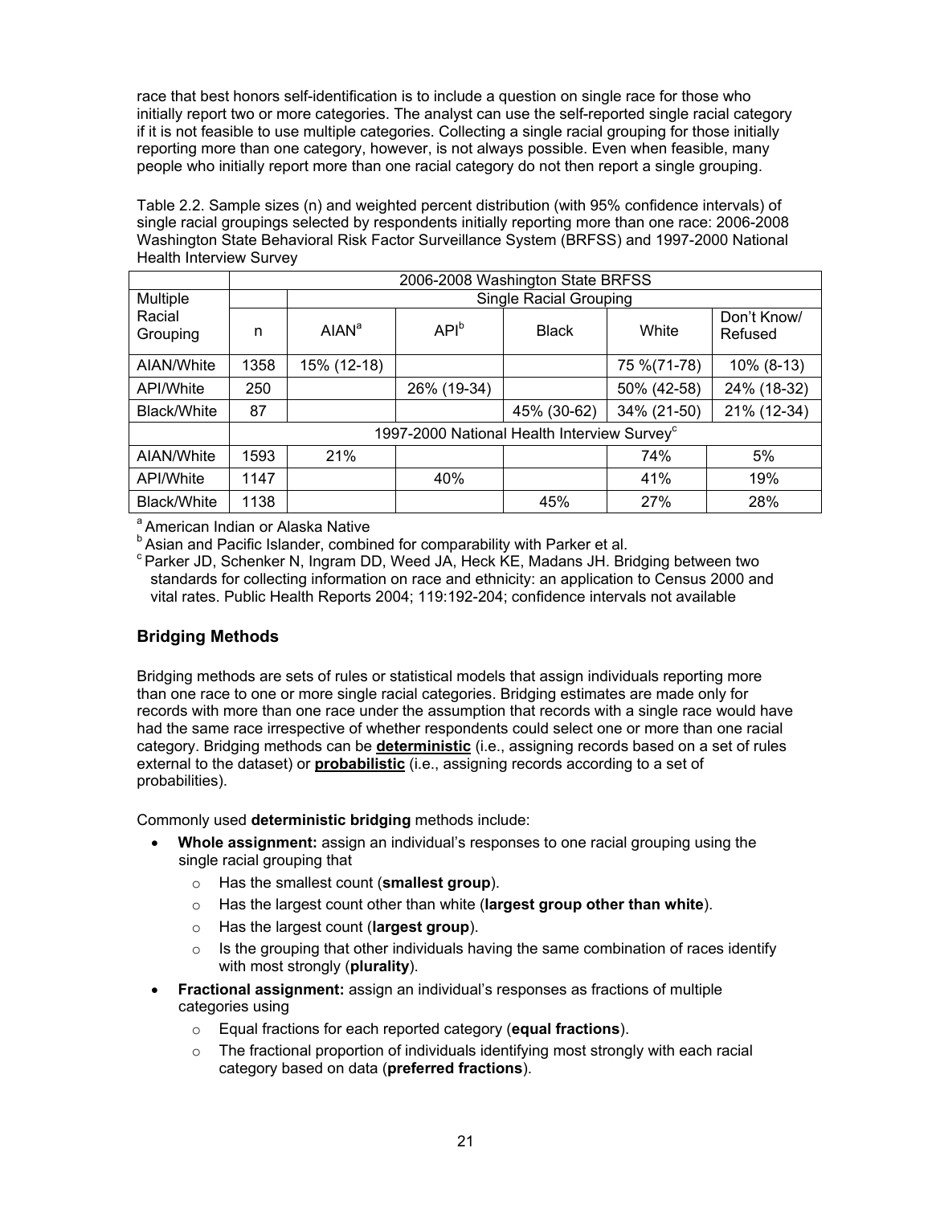race that best honors self-identification is to include a question on single race for those who initially report two or more categories. The analyst can use the self-reported single racial category if it is not feasible to use multiple categories. Collecting a single racial grouping for those initially reporting more than one category, however, is not always possible. Even when feasible, many people who initially report more than one racial category do not then report a single grouping.

Table 2.2. Sample sizes (n) and weighted percent distribution (with 95% confidence intervals) of single racial groupings selected by respondents initially reporting more than one race: 2006-2008 Washington State Behavioral Risk Factor Surveillance System (BRFSS) and 1997-2000 National Health Interview Survey

| Multiple Racial Grouping | 2006-2008 Washington State BRFSS | | | | | |
|---|---|---|---|---|---|---|
| | | Single Racial Grouping | | | | |
| | n | AIAN[a] | API[b] | Black | White | Don't Know/ Refused |
| AIAN/White | 1358 | 15% (12-18) | | | 75 %(71-78) | 10% (8-13) |
| API/White | 250 | | 26% (19-34) | | 50% (42-58) | 24% (18-32) |
| Black/White | 87 | | | 45% (30-62) | 34% (21-50) | 21% (12-34) |
| | 1997-2000 National Health Interview Survey[c] | | | | | |
| AIAN/White | 1593 | 21% | | | 74% | 5% |
| API/White | 1147 | | 40% | | 41% | 19% |
| Black/White | 1138 | | | 45% | 27% | 28% |

[a] American Indian or Alaska Native
[b] Asian and Pacific Islander, combined for comparability with Parker et al.
[c] Parker JD, Schenker N, Ingram DD, Weed JA, Heck KE, Madans JH. Bridging between two standards for collecting information on race and ethnicity: an application to Census 2000 and vital rates. Public Health Reports 2004; 119:192-204; confidence intervals not available

## Bridging Methods

Bridging methods are sets of rules or statistical models that assign individuals reporting more than one race to one or more single racial categories. Bridging estimates are made only for records with more than one race under the assumption that records with a single race would have had the same race irrespective of whether respondents could select one or more than one racial category. Bridging methods can be **deterministic** (i.e., assigning records based on a set of rules external to the dataset) or **probabilistic** (i.e., assigning records according to a set of probabilities).

Commonly used **deterministic bridging** methods include:

- **Whole assignment:** assign an individual's responses to one racial grouping using the single racial grouping that
  - Has the smallest count (**smallest group**).
  - Has the largest count other than white (**largest group other than white**).
  - Has the largest count (**largest group**).
  - Is the grouping that other individuals having the same combination of races identify with most strongly (**plurality**).
- **Fractional assignment:** assign an individual's responses as fractions of multiple categories using
  - Equal fractions for each reported category (**equal fractions**).
  - The fractional proportion of individuals identifying most strongly with each racial category based on data (**preferred fractions**).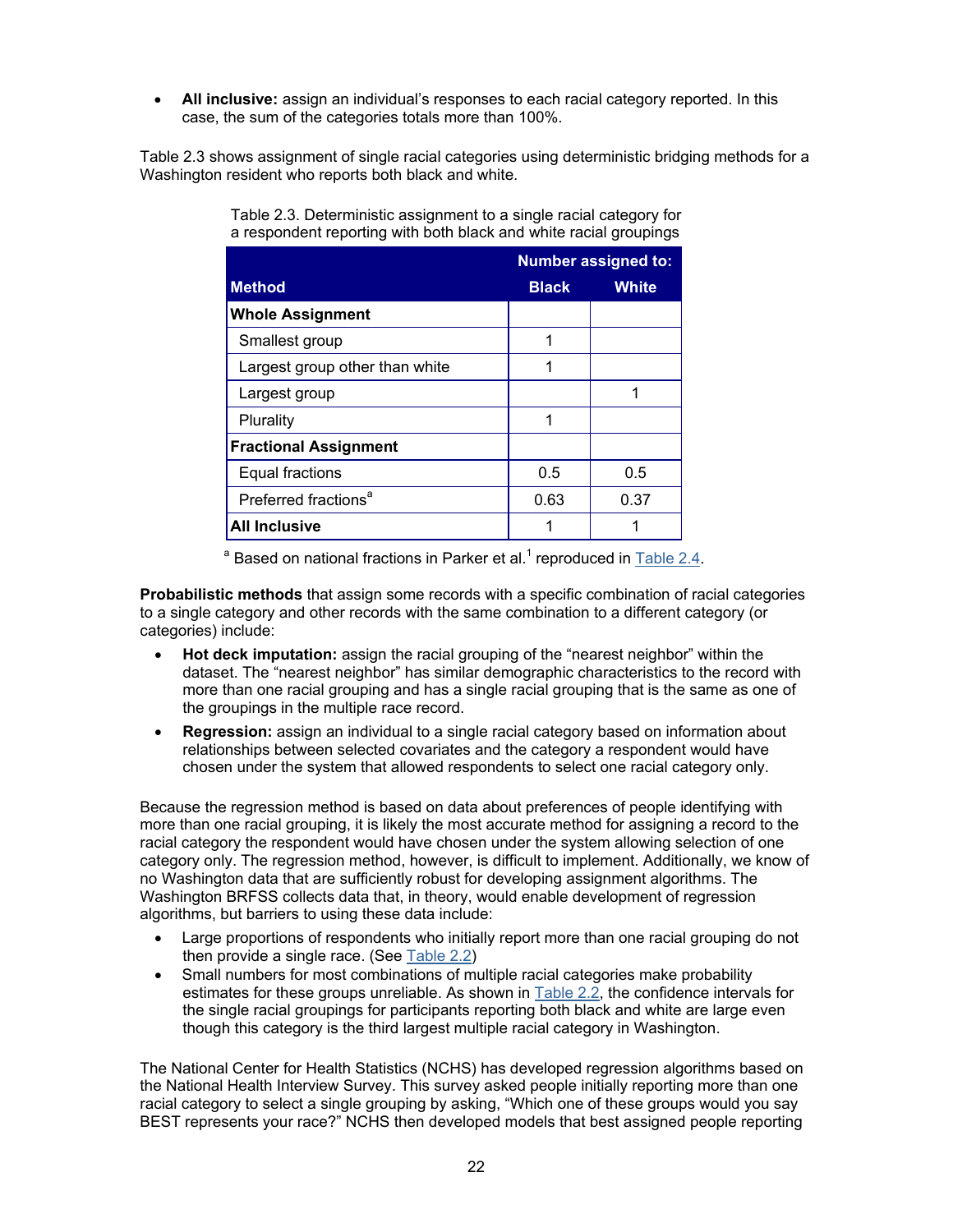- **All inclusive:** assign an individual's responses to each racial category reported. In this case, the sum of the categories totals more than 100%.

Table 2.3 shows assignment of single racial categories using deterministic bridging methods for a Washington resident who reports both black and white.

Table 2.3. Deterministic assignment to a single racial category for a respondent reporting with both black and white racial groupings

| Method | Number assigned to: Black | White |
|---|---|---|
| **Whole Assignment** | | |
| Smallest group | 1 | |
| Largest group other than white | 1 | |
| Largest group | | 1 |
| Plurality | 1 | |
| **Fractional Assignment** | | |
| Equal fractions | 0.5 | 0.5 |
| Preferred fractions[a] | 0.63 | 0.37 |
| **All Inclusive** | 1 | 1 |

[a] Based on national fractions in Parker et al.[1] reproduced in Table 2.4.

**Probabilistic methods** that assign some records with a specific combination of racial categories to a single category and other records with the same combination to a different category (or categories) include:

- **Hot deck imputation:** assign the racial grouping of the "nearest neighbor" within the dataset. The "nearest neighbor" has similar demographic characteristics to the record with more than one racial grouping and has a single racial grouping that is the same as one of the groupings in the multiple race record.
- **Regression:** assign an individual to a single racial category based on information about relationships between selected covariates and the category a respondent would have chosen under the system that allowed respondents to select one racial category only.

Because the regression method is based on data about preferences of people identifying with more than one racial grouping, it is likely the most accurate method for assigning a record to the racial category the respondent would have chosen under the system allowing selection of one category only. The regression method, however, is difficult to implement. Additionally, we know of no Washington data that are sufficiently robust for developing assignment algorithms. The Washington BRFSS collects data that, in theory, would enable development of regression algorithms, but barriers to using these data include:

- Large proportions of respondents who initially report more than one racial grouping do not then provide a single race. (See Table 2.2)
- Small numbers for most combinations of multiple racial categories make probability estimates for these groups unreliable. As shown in Table 2.2, the confidence intervals for the single racial groupings for participants reporting both black and white are large even though this category is the third largest multiple racial category in Washington.

The National Center for Health Statistics (NCHS) has developed regression algorithms based on the National Health Interview Survey. This survey asked people initially reporting more than one racial category to select a single grouping by asking, "Which one of these groups would you say BEST represents your race?" NCHS then developed models that best assigned people reporting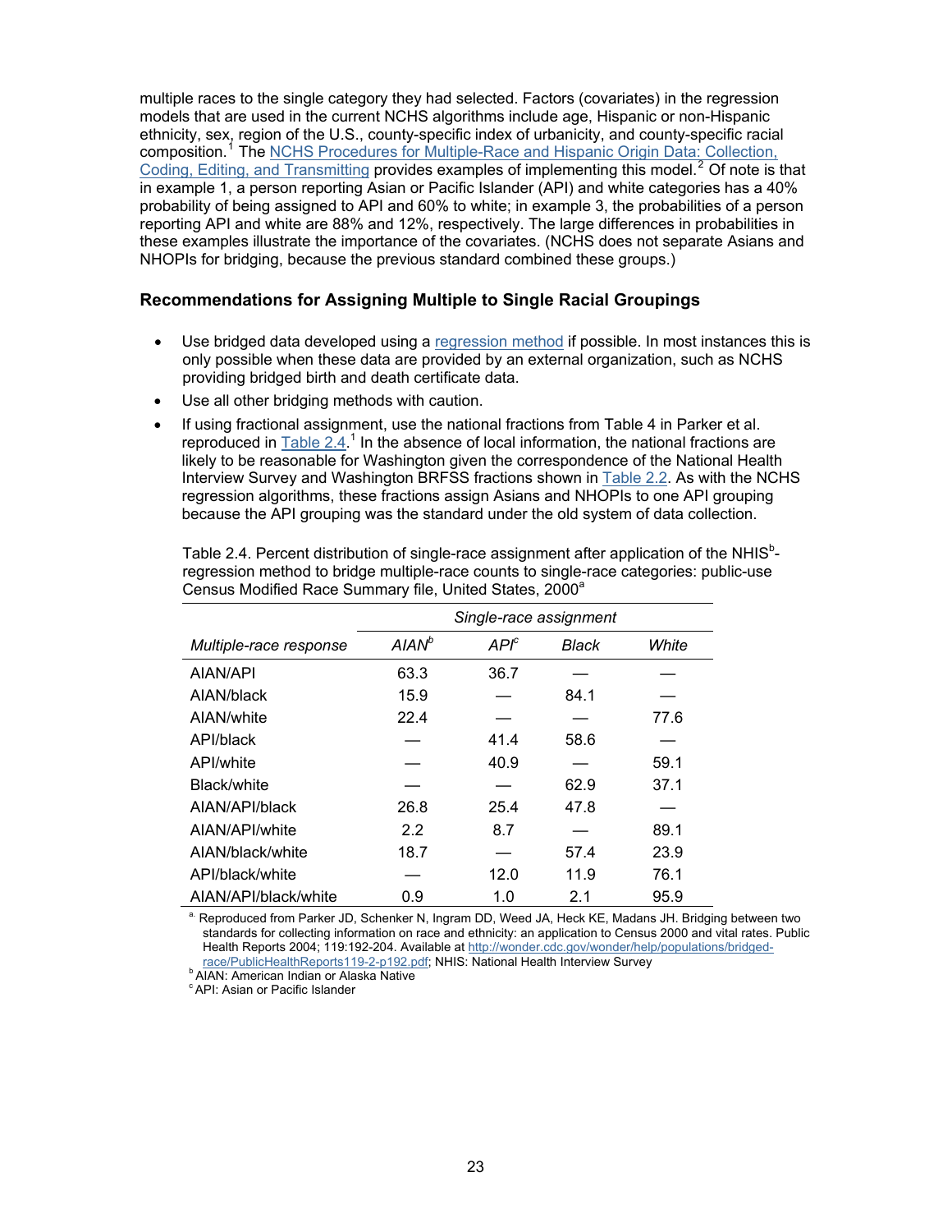multiple races to the single category they had selected. Factors (covariates) in the regression models that are used in the current NCHS algorithms include age, Hispanic or non-Hispanic ethnicity, sex, region of the U.S., county-specific index of urbanicity, and county-specific racial composition.[1] The NCHS Procedures for Multiple-Race and Hispanic Origin Data: Collection, Coding, Editing, and Transmitting provides examples of implementing this model.[2] Of note is that in example 1, a person reporting Asian or Pacific Islander (API) and white categories has a 40% probability of being assigned to API and 60% to white; in example 3, the probabilities of a person reporting API and white are 88% and 12%, respectively. The large differences in probabilities in these examples illustrate the importance of the covariates. (NCHS does not separate Asians and NHOPIs for bridging, because the previous standard combined these groups.)

### Recommendations for Assigning Multiple to Single Racial Groupings

- Use bridged data developed using a regression method if possible. In most instances this is only possible when these data are provided by an external organization, such as NCHS providing bridged birth and death certificate data.
- Use all other bridging methods with caution.
- If using fractional assignment, use the national fractions from Table 4 in Parker et al. reproduced in Table 2.4.[1] In the absence of local information, the national fractions are likely to be reasonable for Washington given the correspondence of the National Health Interview Survey and Washington BRFSS fractions shown in Table 2.2. As with the NCHS regression algorithms, these fractions assign Asians and NHOPIs to one API grouping because the API grouping was the standard under the old system of data collection.

Table 2.4. Percent distribution of single-race assignment after application of the NHIS[b]-regression method to bridge multiple-race counts to single-race categories: public-use Census Modified Race Summary file, United States, 2000[a]

| | *Single-race assignment* | | | |
|---|---|---|---|---|
| *Multiple-race response* | *AIAN*[b] | *API*[c] | *Black* | *White* |
| AIAN/API | 63.3 | 36.7 | — | — |
| AIAN/black | 15.9 | — | 84.1 | — |
| AIAN/white | 22.4 | — | — | 77.6 |
| API/black | — | 41.4 | 58.6 | — |
| API/white | — | 40.9 | — | 59.1 |
| Black/white | — | — | 62.9 | 37.1 |
| AIAN/API/black | 26.8 | 25.4 | 47.8 | — |
| AIAN/API/white | 2.2 | 8.7 | — | 89.1 |
| AIAN/black/white | 18.7 | — | 57.4 | 23.9 |
| API/black/white | — | 12.0 | 11.9 | 76.1 |
| AIAN/API/black/white | 0.9 | 1.0 | 2.1 | 95.9 |

[a] Reproduced from Parker JD, Schenker N, Ingram DD, Weed JA, Heck KE, Madans JH. Bridging between two standards for collecting information on race and ethnicity: an application to Census 2000 and vital rates. Public Health Reports 2004; 119:192-204. Available at http://wonder.cdc.gov/wonder/help/populations/bridged-race/PublicHealthReports119-2-p192.pdf; NHIS: National Health Interview Survey

[b] AIAN: American Indian or Alaska Native

[c] API: Asian or Pacific Islander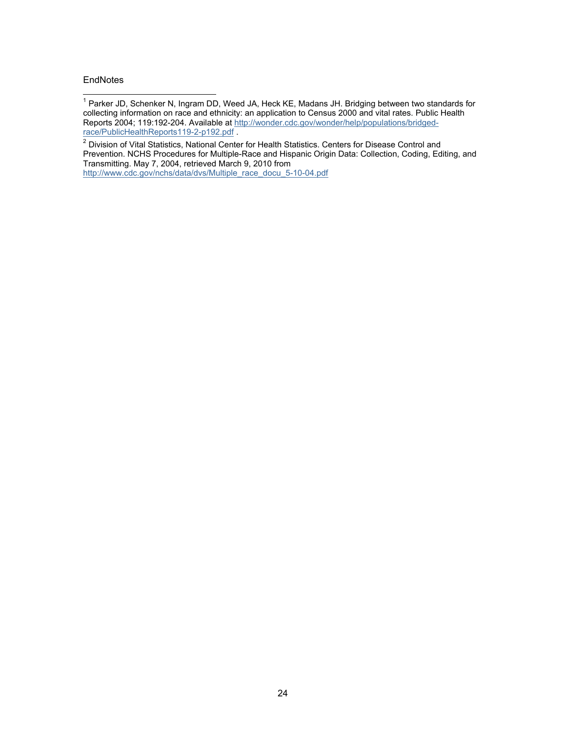EndNotes

[1] Parker JD, Schenker N, Ingram DD, Weed JA, Heck KE, Madans JH. Bridging between two standards for collecting information on race and ethnicity: an application to Census 2000 and vital rates. Public Health Reports 2004; 119:192-204. Available at http://wonder.cdc.gov/wonder/help/populations/bridged-race/PublicHealthReports119-2-p192.pdf .

[2] Division of Vital Statistics, National Center for Health Statistics. Centers for Disease Control and Prevention. NCHS Procedures for Multiple-Race and Hispanic Origin Data: Collection, Coding, Editing, and Transmitting. May 7, 2004, retrieved March 9, 2010 from http://www.cdc.gov/nchs/data/dvs/Multiple_race_docu_5-10-04.pdf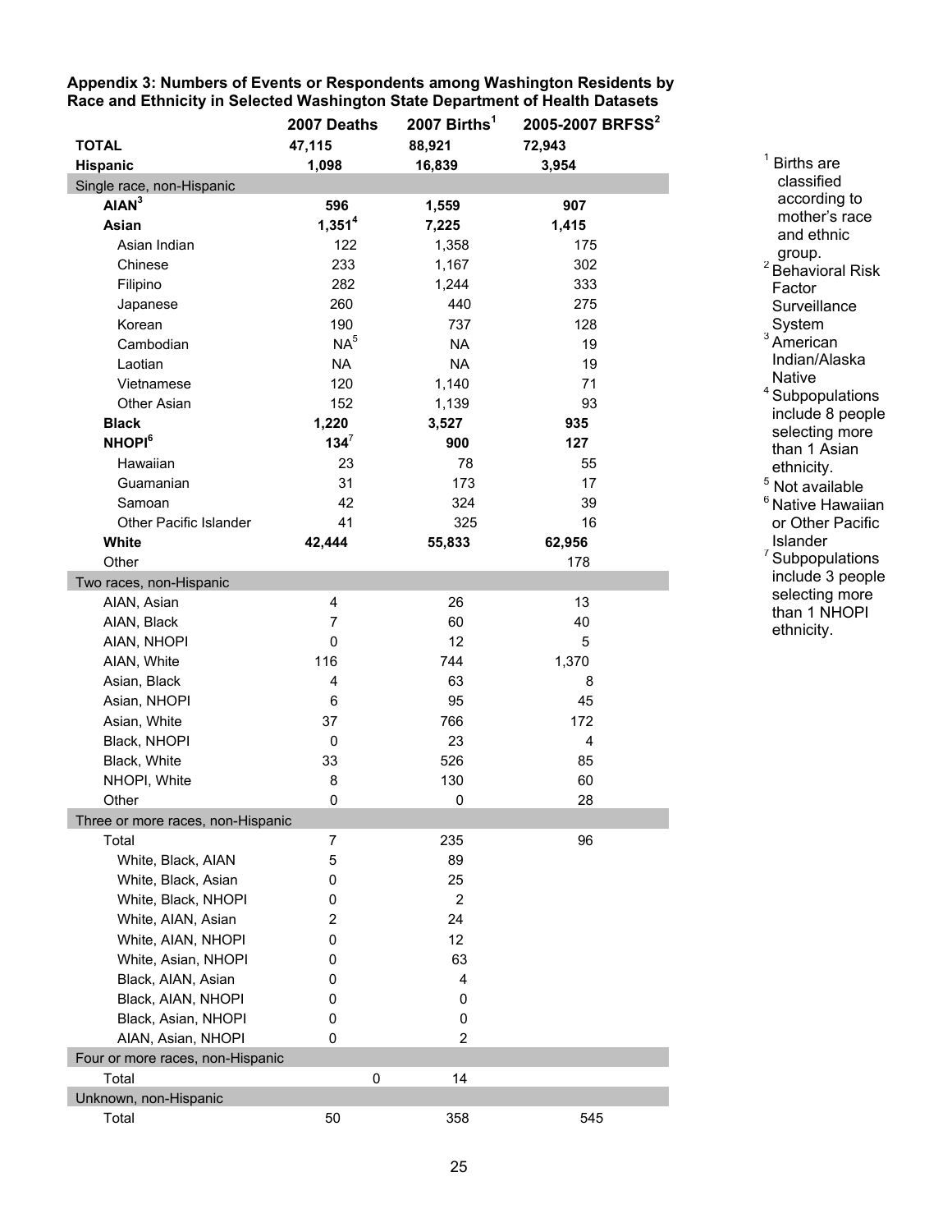**Appendix 3: Numbers of Events or Respondents among Washington Residents by Race and Ethnicity in Selected Washington State Department of Health Datasets**

| | 2007 Deaths | 2007 Births[1] | 2005-2007 BRFSS[2] |
|---|---|---|---|
| **TOTAL** | **47,115** | **88,921** | **72,943** |
| **Hispanic** | **1,098** | **16,839** | **3,954** |
| *Single race, non-Hispanic* | | | |
| **AIAN[3]** | **596** | **1,559** | **907** |
| **Asian** | **1,351[4]** | **7,225** | **1,415** |
| Asian Indian | 122 | 1,358 | 175 |
| Chinese | 233 | 1,167 | 302 |
| Filipino | 282 | 1,244 | 333 |
| Japanese | 260 | 440 | 275 |
| Korean | 190 | 737 | 128 |
| Cambodian | NA[5] | NA | 19 |
| Laotian | NA | NA | 19 |
| Vietnamese | 120 | 1,140 | 71 |
| Other Asian | 152 | 1,139 | 93 |
| **Black** | **1,220** | **3,527** | **935** |
| **NHOPI[6]** | **134[7]** | **900** | **127** |
| Hawaiian | 23 | 78 | 55 |
| Guamanian | 31 | 173 | 17 |
| Samoan | 42 | 324 | 39 |
| Other Pacific Islander | 41 | 325 | 16 |
| **White** | **42,444** | **55,833** | **62,956** |
| Other | | | 178 |
| *Two races, non-Hispanic* | | | |
| AIAN, Asian | 4 | 26 | 13 |
| AIAN, Black | 7 | 60 | 40 |
| AIAN, NHOPI | 0 | 12 | 5 |
| AIAN, White | 116 | 744 | 1,370 |
| Asian, Black | 4 | 63 | 8 |
| Asian, NHOPI | 6 | 95 | 45 |
| Asian, White | 37 | 766 | 172 |
| Black, NHOPI | 0 | 23 | 4 |
| Black, White | 33 | 526 | 85 |
| NHOPI, White | 8 | 130 | 60 |
| Other | 0 | 0 | 28 |
| *Three or more races, non-Hispanic* | | | |
| Total | 7 | 235 | 96 |
| White, Black, AIAN | 5 | 89 | |
| White, Black, Asian | 0 | 25 | |
| White, Black, NHOPI | 0 | 2 | |
| White, AIAN, Asian | 2 | 24 | |
| White, AIAN, NHOPI | 0 | 12 | |
| White, Asian, NHOPI | 0 | 63 | |
| Black, AIAN, Asian | 0 | 4 | |
| Black, AIAN, NHOPI | 0 | 0 | |
| Black, Asian, NHOPI | 0 | 0 | |
| AIAN, Asian, NHOPI | 0 | 2 | |
| *Four or more races, non-Hispanic* | | | |
| Total | 0 | 14 | |
| *Unknown, non-Hispanic* | | | |
| Total | 50 | 358 | 545 |

[1] Births are classified according to mother's race and ethnic group.
[2] Behavioral Risk Factor Surveillance System
[3] American Indian/Alaska Native
[4] Subpopulations include 8 people selecting more than 1 Asian ethnicity.
[5] Not available
[6] Native Hawaiian or Other Pacific Islander
[7] Subpopulations include 3 people selecting more than 1 NHOPI ethnicity.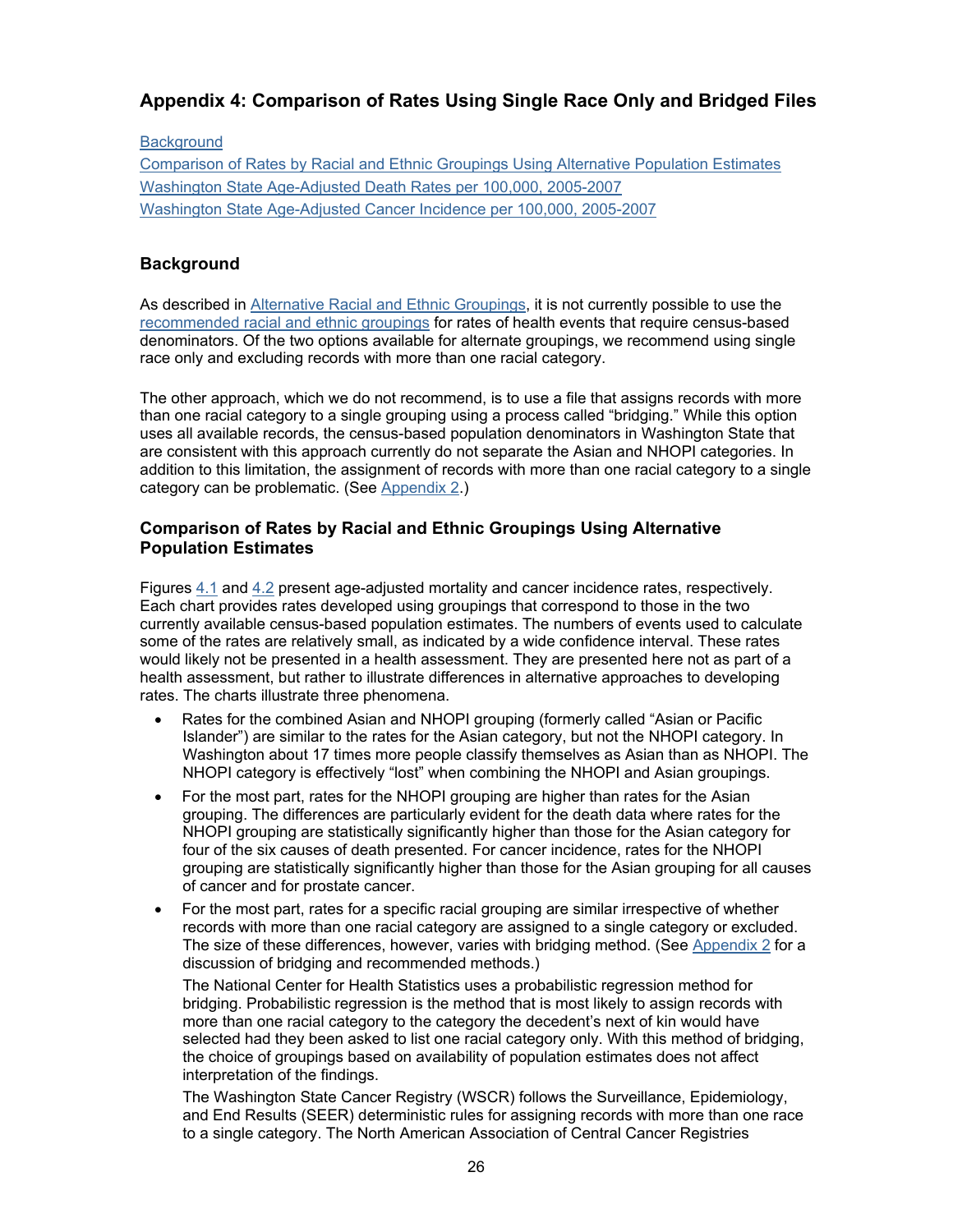## Appendix 4: Comparison of Rates Using Single Race Only and Bridged Files

Background
Comparison of Rates by Racial and Ethnic Groupings Using Alternative Population Estimates
Washington State Age-Adjusted Death Rates per 100,000, 2005-2007
Washington State Age-Adjusted Cancer Incidence per 100,000, 2005-2007

### Background

As described in Alternative Racial and Ethnic Groupings, it is not currently possible to use the recommended racial and ethnic groupings for rates of health events that require census-based denominators. Of the two options available for alternate groupings, we recommend using single race only and excluding records with more than one racial category.

The other approach, which we do not recommend, is to use a file that assigns records with more than one racial category to a single grouping using a process called "bridging." While this option uses all available records, the census-based population denominators in Washington State that are consistent with this approach currently do not separate the Asian and NHOPI categories. In addition to this limitation, the assignment of records with more than one racial category to a single category can be problematic. (See Appendix 2.)

### Comparison of Rates by Racial and Ethnic Groupings Using Alternative Population Estimates

Figures 4.1 and 4.2 present age-adjusted mortality and cancer incidence rates, respectively. Each chart provides rates developed using groupings that correspond to those in the two currently available census-based population estimates. The numbers of events used to calculate some of the rates are relatively small, as indicated by a wide confidence interval. These rates would likely not be presented in a health assessment. They are presented here not as part of a health assessment, but rather to illustrate differences in alternative approaches to developing rates. The charts illustrate three phenomena.

- Rates for the combined Asian and NHOPI grouping (formerly called "Asian or Pacific Islander") are similar to the rates for the Asian category, but not the NHOPI category. In Washington about 17 times more people classify themselves as Asian than as NHOPI. The NHOPI category is effectively "lost" when combining the NHOPI and Asian groupings.
- For the most part, rates for the NHOPI grouping are higher than rates for the Asian grouping. The differences are particularly evident for the death data where rates for the NHOPI grouping are statistically significantly higher than those for the Asian category for four of the six causes of death presented. For cancer incidence, rates for the NHOPI grouping are statistically significantly higher than those for the Asian grouping for all causes of cancer and for prostate cancer.
- For the most part, rates for a specific racial grouping are similar irrespective of whether records with more than one racial category are assigned to a single category or excluded. The size of these differences, however, varies with bridging method. (See Appendix 2 for a discussion of bridging and recommended methods.)

  The National Center for Health Statistics uses a probabilistic regression method for bridging. Probabilistic regression is the method that is most likely to assign records with more than one racial category to the category the decedent's next of kin would have selected had they been asked to list one racial category only. With this method of bridging, the choice of groupings based on availability of population estimates does not affect interpretation of the findings.

  The Washington State Cancer Registry (WSCR) follows the Surveillance, Epidemiology, and End Results (SEER) deterministic rules for assigning records with more than one race to a single category. The North American Association of Central Cancer Registries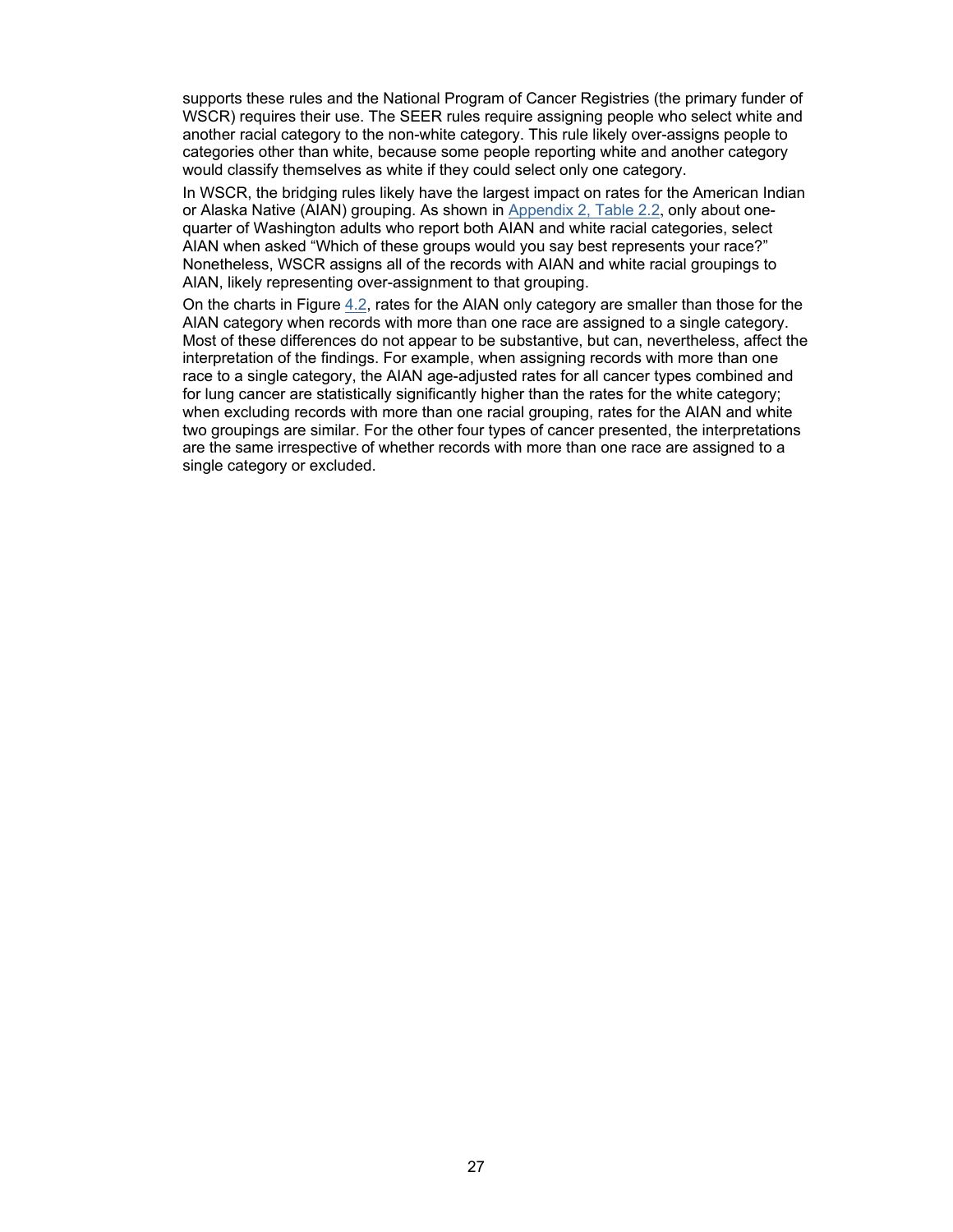supports these rules and the National Program of Cancer Registries (the primary funder of WSCR) requires their use. The SEER rules require assigning people who select white and another racial category to the non-white category. This rule likely over-assigns people to categories other than white, because some people reporting white and another category would classify themselves as white if they could select only one category.

In WSCR, the bridging rules likely have the largest impact on rates for the American Indian or Alaska Native (AIAN) grouping. As shown in Appendix 2, Table 2.2, only about one-quarter of Washington adults who report both AIAN and white racial categories, select AIAN when asked "Which of these groups would you say best represents your race?" Nonetheless, WSCR assigns all of the records with AIAN and white racial groupings to AIAN, likely representing over-assignment to that grouping.

On the charts in Figure 4.2, rates for the AIAN only category are smaller than those for the AIAN category when records with more than one race are assigned to a single category. Most of these differences do not appear to be substantive, but can, nevertheless, affect the interpretation of the findings. For example, when assigning records with more than one race to a single category, the AIAN age-adjusted rates for all cancer types combined and for lung cancer are statistically significantly higher than the rates for the white category; when excluding records with more than one racial grouping, rates for the AIAN and white two groupings are similar. For the other four types of cancer presented, the interpretations are the same irrespective of whether records with more than one race are assigned to a single category or excluded.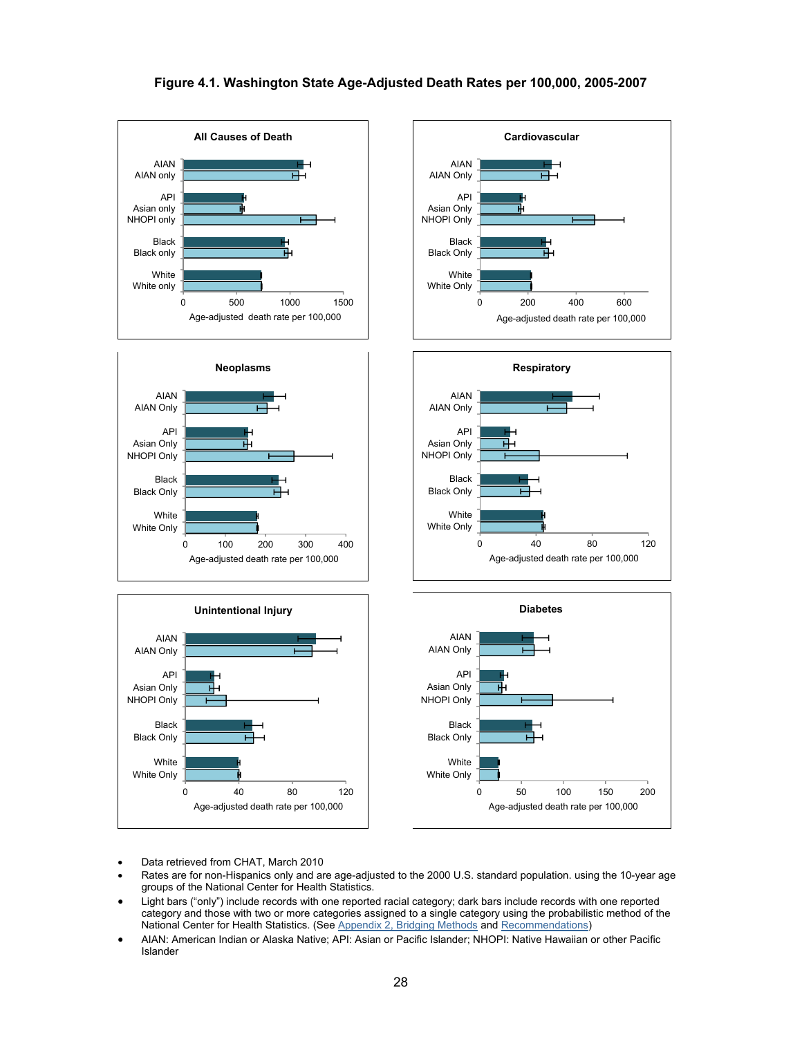**Figure 4.1. Washington State Age-Adjusted Death Rates per 100,000, 2005-2007**

- Data retrieved from CHAT, March 2010
- Rates are for non-Hispanics only and are age-adjusted to the 2000 U.S. standard population. using the 10-year age groups of the National Center for Health Statistics.
- Light bars ("only") include records with one reported racial category; dark bars include records with one reported category and those with two or more categories assigned to a single category using the probabilistic method of the National Center for Health Statistics. (See Appendix 2, Bridging Methods and Recommendations)
- AIAN: American Indian or Alaska Native; API: Asian or Pacific Islander; NHOPI: Native Hawaiian or other Pacific Islander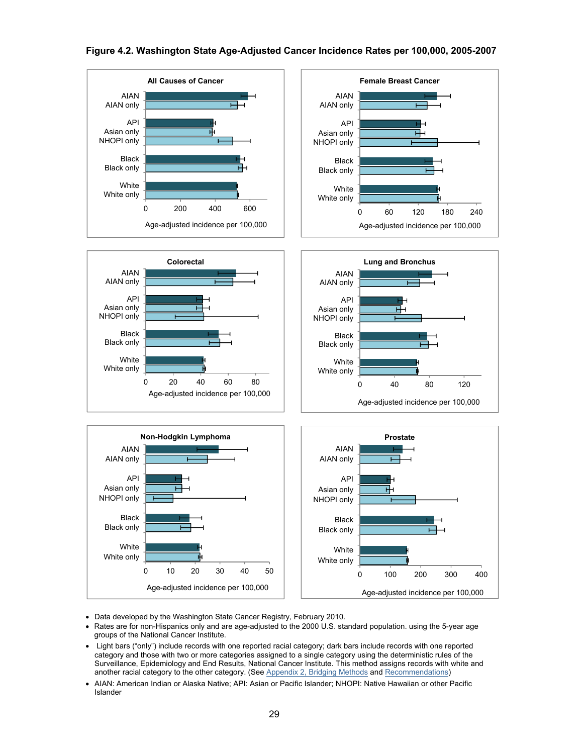**Figure 4.2. Washington State Age-Adjusted Cancer Incidence Rates per 100,000, 2005-2007**

All Causes of Cancer

AIAN
AIAN only
API
Asian only
NHOPI only
Black
Black only
White
White only

0 200 400 600

Age-adjusted incidence per 100,000

Female Breast Cancer

AIAN
AIAN only
API
Asian only
NHOPI only
Black
Black only
White
White only

0 60 120 180 240

Age-adjusted incidence per 100,000

Colorectal

AIAN
AIAN only
API
Asian only
NHOPI only
Black
Black only
White
White only

0 20 40 60 80

Age-adjusted incidence per 100,000

Lung and Bronchus

AIAN
AIAN only
API
Asian only
NHOPI only
Black
Black only
White
White only

0 40 80 120

Age-adjusted incidence per 100,000

Non-Hodgkin Lymphoma

AIAN
AIAN only
API
Asian only
NHOPI only
Black
Black only
White
White only

0 10 20 30 40 50

Age-adjusted incidence per 100,000

Prostate

AIAN
AIAN only
API
Asian only
NHOPI only
Black
Black only
White
White only

0 100 200 300 400

Age-adjusted incidence per 100,000

- Data developed by the Washington State Cancer Registry, February 2010.
- Rates are for non-Hispanics only and are age-adjusted to the 2000 U.S. standard population. using the 5-year age groups of the National Cancer Institute.
- Light bars ("only") include records with one reported racial category; dark bars include records with one reported category and those with two or more categories assigned to a single category using the deterministic rules of the Surveillance, Epidemiology and End Results, National Cancer Institute. This method assigns records with white and another racial category to the other category. (See Appendix 2, Bridging Methods and Recommendations)
- AIAN: American Indian or Alaska Native; API: Asian or Pacific Islander; NHOPI: Native Hawaiian or other Pacific Islander